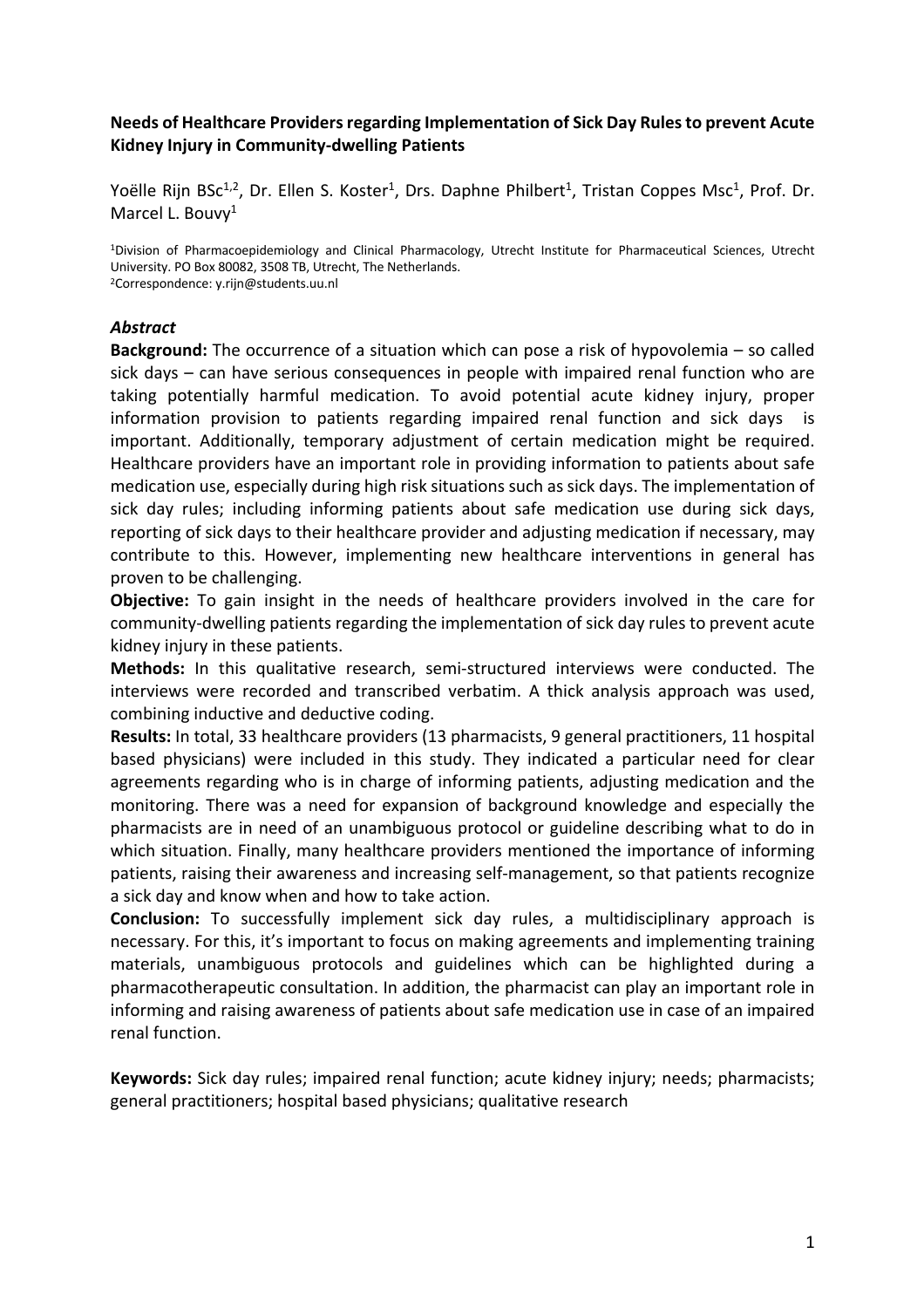**Needs of Healthcare Providers regarding Implementation of Sick Day Rules to prevent Acute Kidney Injury in Community-dwelling Patients**

Yoëlle Rijn BSc[1,2], Dr. Ellen S. Koster[1], Drs. Daphne Philbert[1], Tristan Coppes Msc[1], Prof. Dr. Marcel L. Bouvy[1]

[1]Division of Pharmacoepidemiology and Clinical Pharmacology, Utrecht Institute for Pharmaceutical Sciences, Utrecht University. PO Box 80082, 3508 TB, Utrecht, The Netherlands.
[2]Correspondence: y.rijn@students.uu.nl

***Abstract***

**Background:** The occurrence of a situation which can pose a risk of hypovolemia – so called sick days – can have serious consequences in people with impaired renal function who are taking potentially harmful medication. To avoid potential acute kidney injury, proper information provision to patients regarding impaired renal function and sick days is important. Additionally, temporary adjustment of certain medication might be required. Healthcare providers have an important role in providing information to patients about safe medication use, especially during high risk situations such as sick days. The implementation of sick day rules; including informing patients about safe medication use during sick days, reporting of sick days to their healthcare provider and adjusting medication if necessary, may contribute to this. However, implementing new healthcare interventions in general has proven to be challenging.

**Objective:** To gain insight in the needs of healthcare providers involved in the care for community-dwelling patients regarding the implementation of sick day rules to prevent acute kidney injury in these patients.

**Methods:** In this qualitative research, semi-structured interviews were conducted. The interviews were recorded and transcribed verbatim. A thick analysis approach was used, combining inductive and deductive coding.

**Results:** In total, 33 healthcare providers (13 pharmacists, 9 general practitioners, 11 hospital based physicians) were included in this study. They indicated a particular need for clear agreements regarding who is in charge of informing patients, adjusting medication and the monitoring. There was a need for expansion of background knowledge and especially the pharmacists are in need of an unambiguous protocol or guideline describing what to do in which situation. Finally, many healthcare providers mentioned the importance of informing patients, raising their awareness and increasing self-management, so that patients recognize a sick day and know when and how to take action.

**Conclusion:** To successfully implement sick day rules, a multidisciplinary approach is necessary. For this, it's important to focus on making agreements and implementing training materials, unambiguous protocols and guidelines which can be highlighted during a pharmacotherapeutic consultation. In addition, the pharmacist can play an important role in informing and raising awareness of patients about safe medication use in case of an impaired renal function.

**Keywords:** Sick day rules; impaired renal function; acute kidney injury; needs; pharmacists; general practitioners; hospital based physicians; qualitative research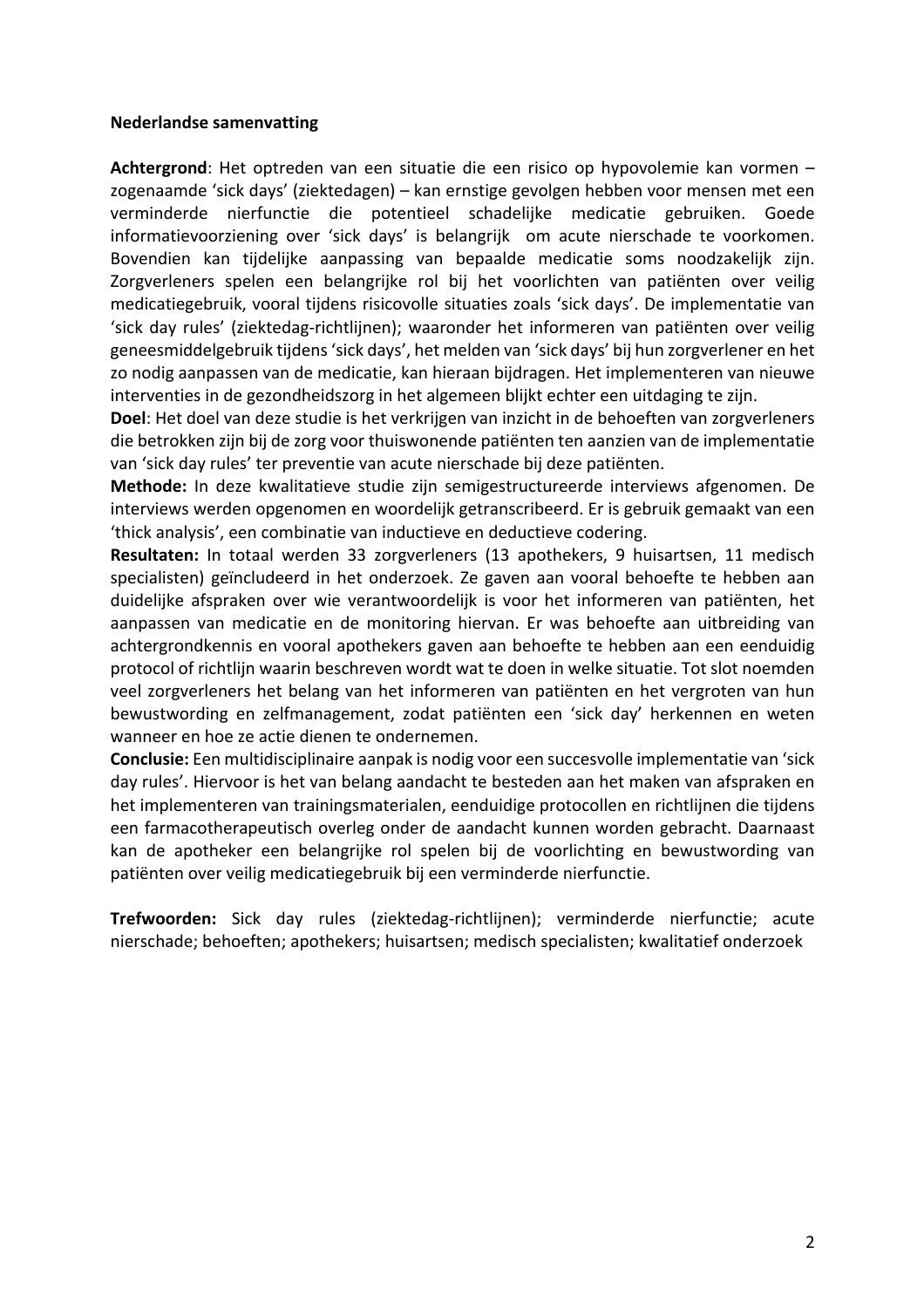**Nederlandse samenvatting**

**Achtergrond**: Het optreden van een situatie die een risico op hypovolemie kan vormen – zogenaamde 'sick days' (ziektedagen) – kan ernstige gevolgen hebben voor mensen met een verminderde nierfunctie die potentieel schadelijke medicatie gebruiken. Goede informatievoorziening over 'sick days' is belangrijk om acute nierschade te voorkomen. Bovendien kan tijdelijke aanpassing van bepaalde medicatie soms noodzakelijk zijn. Zorgverleners spelen een belangrijke rol bij het voorlichten van patiënten over veilig medicatiegebruik, vooral tijdens risicovolle situaties zoals 'sick days'. De implementatie van 'sick day rules' (ziektedag-richtlijnen); waaronder het informeren van patiënten over veilig geneesmiddelgebruik tijdens 'sick days', het melden van 'sick days' bij hun zorgverlener en het zo nodig aanpassen van de medicatie, kan hieraan bijdragen. Het implementeren van nieuwe interventies in de gezondheidszorg in het algemeen blijkt echter een uitdaging te zijn.

**Doel**: Het doel van deze studie is het verkrijgen van inzicht in de behoeften van zorgverleners die betrokken zijn bij de zorg voor thuiswonende patiënten ten aanzien van de implementatie van 'sick day rules' ter preventie van acute nierschade bij deze patiënten.

**Methode:** In deze kwalitatieve studie zijn semigestructureerde interviews afgenomen. De interviews werden opgenomen en woordelijk getranscribeerd. Er is gebruik gemaakt van een 'thick analysis', een combinatie van inductieve en deductieve codering.

**Resultaten:** In totaal werden 33 zorgverleners (13 apothekers, 9 huisartsen, 11 medisch specialisten) geïncludeerd in het onderzoek. Ze gaven aan vooral behoefte te hebben aan duidelijke afspraken over wie verantwoordelijk is voor het informeren van patiënten, het aanpassen van medicatie en de monitoring hiervan. Er was behoefte aan uitbreiding van achtergrondkennis en vooral apothekers gaven aan behoefte te hebben aan een eenduidig protocol of richtlijn waarin beschreven wordt wat te doen in welke situatie. Tot slot noemden veel zorgverleners het belang van het informeren van patiënten en het vergroten van hun bewustwording en zelfmanagement, zodat patiënten een 'sick day' herkennen en weten wanneer en hoe ze actie dienen te ondernemen.

**Conclusie:** Een multidisciplinaire aanpak is nodig voor een succesvolle implementatie van 'sick day rules'. Hiervoor is het van belang aandacht te besteden aan het maken van afspraken en het implementeren van trainingsmaterialen, eenduidige protocollen en richtlijnen die tijdens een farmacotherapeutisch overleg onder de aandacht kunnen worden gebracht. Daarnaast kan de apotheker een belangrijke rol spelen bij de voorlichting en bewustwording van patiënten over veilig medicatiegebruik bij een verminderde nierfunctie.

**Trefwoorden:** Sick day rules (ziektedag-richtlijnen); verminderde nierfunctie; acute nierschade; behoeften; apothekers; huisartsen; medisch specialisten; kwalitatief onderzoek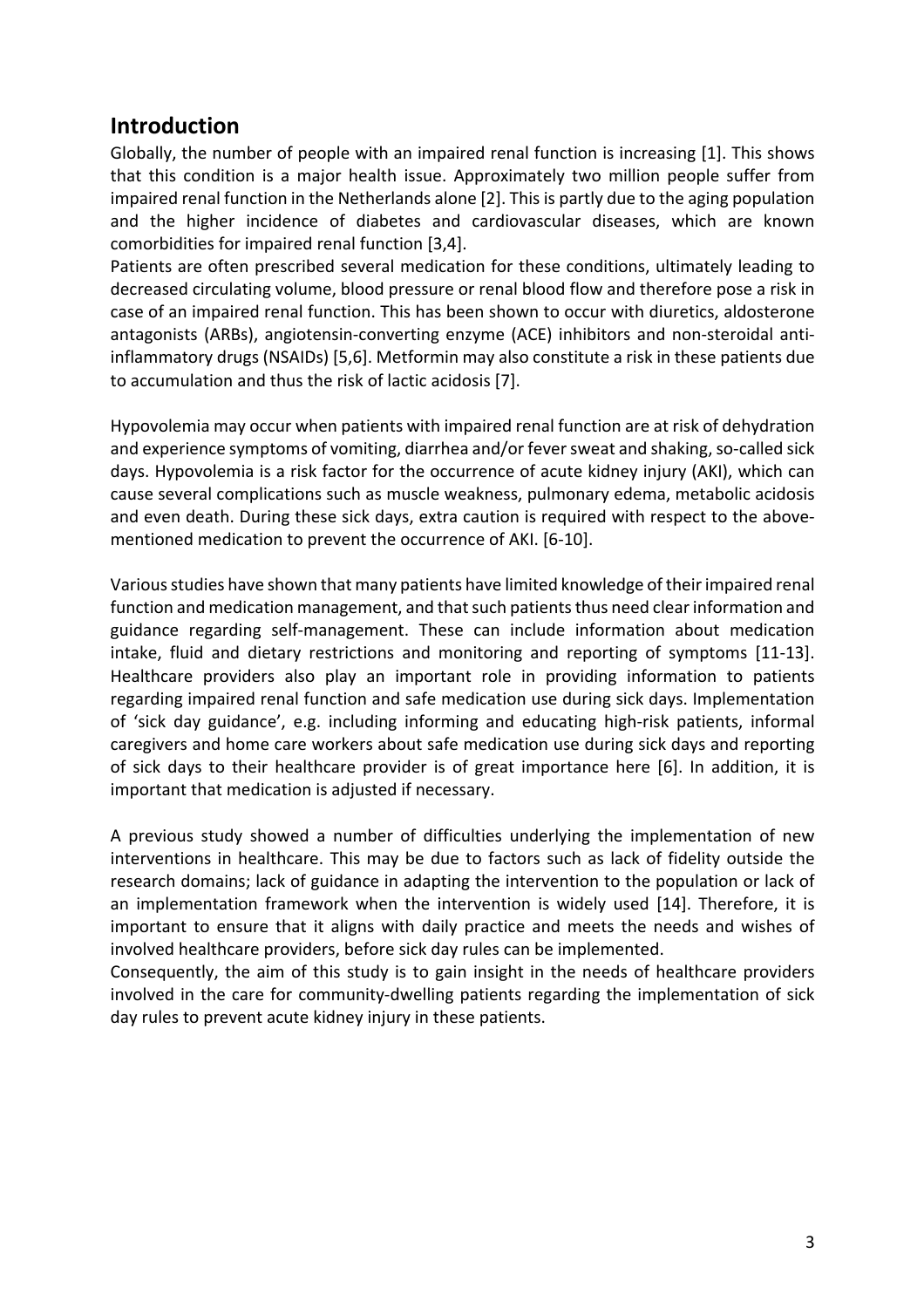## Introduction

Globally, the number of people with an impaired renal function is increasing [1]. This shows that this condition is a major health issue. Approximately two million people suffer from impaired renal function in the Netherlands alone [2]. This is partly due to the aging population and the higher incidence of diabetes and cardiovascular diseases, which are known comorbidities for impaired renal function [3,4].

Patients are often prescribed several medication for these conditions, ultimately leading to decreased circulating volume, blood pressure or renal blood flow and therefore pose a risk in case of an impaired renal function. This has been shown to occur with diuretics, aldosterone antagonists (ARBs), angiotensin-converting enzyme (ACE) inhibitors and non-steroidal anti-inflammatory drugs (NSAIDs) [5,6]. Metformin may also constitute a risk in these patients due to accumulation and thus the risk of lactic acidosis [7].

Hypovolemia may occur when patients with impaired renal function are at risk of dehydration and experience symptoms of vomiting, diarrhea and/or fever sweat and shaking, so-called sick days. Hypovolemia is a risk factor for the occurrence of acute kidney injury (AKI), which can cause several complications such as muscle weakness, pulmonary edema, metabolic acidosis and even death. During these sick days, extra caution is required with respect to the above-mentioned medication to prevent the occurrence of AKI. [6-10].

Various studies have shown that many patients have limited knowledge of their impaired renal function and medication management, and that such patients thus need clear information and guidance regarding self-management. These can include information about medication intake, fluid and dietary restrictions and monitoring and reporting of symptoms [11-13]. Healthcare providers also play an important role in providing information to patients regarding impaired renal function and safe medication use during sick days. Implementation of 'sick day guidance', e.g. including informing and educating high-risk patients, informal caregivers and home care workers about safe medication use during sick days and reporting of sick days to their healthcare provider is of great importance here [6]. In addition, it is important that medication is adjusted if necessary.

A previous study showed a number of difficulties underlying the implementation of new interventions in healthcare. This may be due to factors such as lack of fidelity outside the research domains; lack of guidance in adapting the intervention to the population or lack of an implementation framework when the intervention is widely used [14]. Therefore, it is important to ensure that it aligns with daily practice and meets the needs and wishes of involved healthcare providers, before sick day rules can be implemented.

Consequently, the aim of this study is to gain insight in the needs of healthcare providers involved in the care for community-dwelling patients regarding the implementation of sick day rules to prevent acute kidney injury in these patients.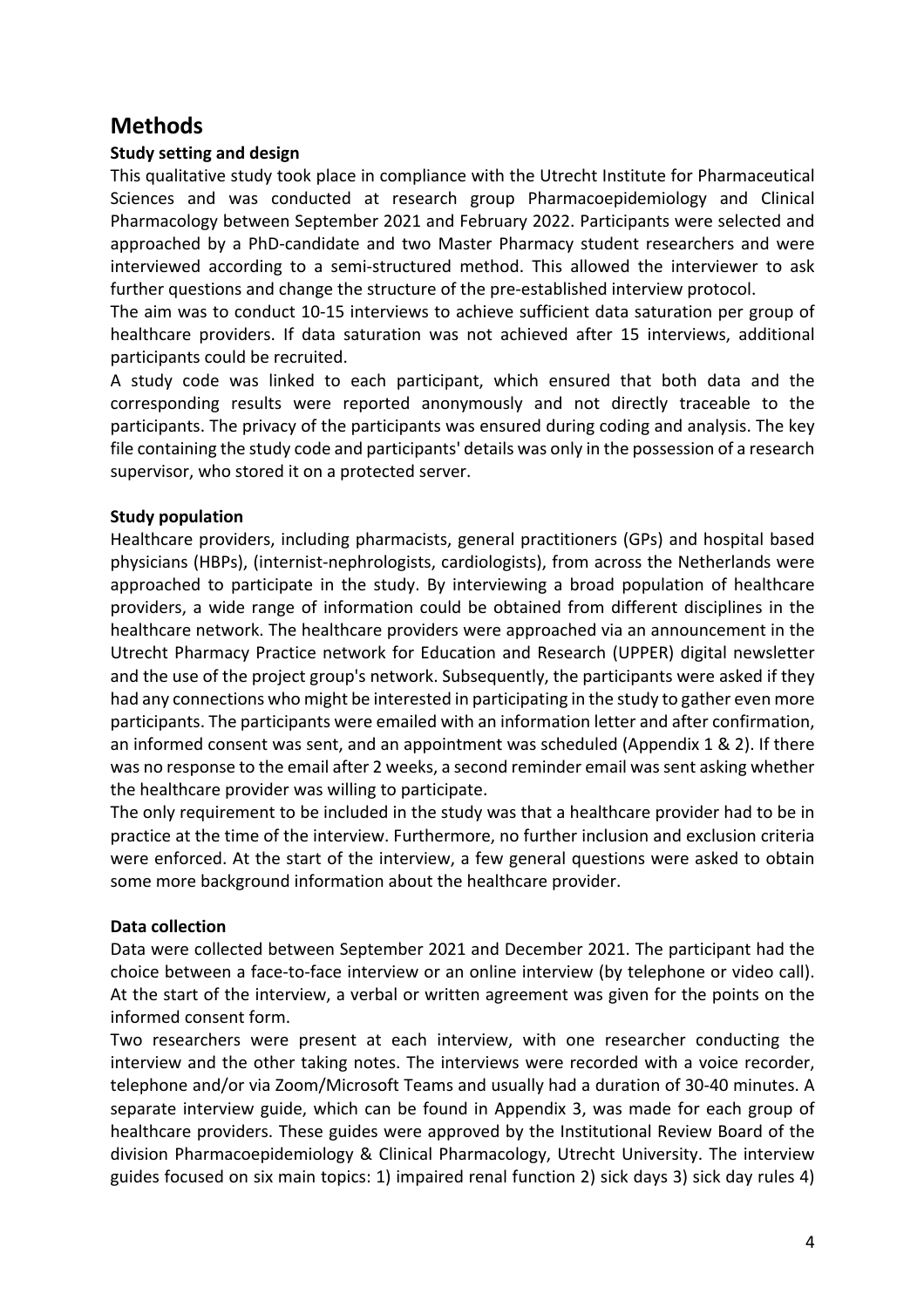# Methods

### Study setting and design

This qualitative study took place in compliance with the Utrecht Institute for Pharmaceutical Sciences and was conducted at research group Pharmacoepidemiology and Clinical Pharmacology between September 2021 and February 2022. Participants were selected and approached by a PhD-candidate and two Master Pharmacy student researchers and were interviewed according to a semi-structured method. This allowed the interviewer to ask further questions and change the structure of the pre-established interview protocol.

The aim was to conduct 10-15 interviews to achieve sufficient data saturation per group of healthcare providers. If data saturation was not achieved after 15 interviews, additional participants could be recruited.

A study code was linked to each participant, which ensured that both data and the corresponding results were reported anonymously and not directly traceable to the participants. The privacy of the participants was ensured during coding and analysis. The key file containing the study code and participants' details was only in the possession of a research supervisor, who stored it on a protected server.

### Study population

Healthcare providers, including pharmacists, general practitioners (GPs) and hospital based physicians (HBPs), (internist-nephrologists, cardiologists), from across the Netherlands were approached to participate in the study. By interviewing a broad population of healthcare providers, a wide range of information could be obtained from different disciplines in the healthcare network. The healthcare providers were approached via an announcement in the Utrecht Pharmacy Practice network for Education and Research (UPPER) digital newsletter and the use of the project group's network. Subsequently, the participants were asked if they had any connections who might be interested in participating in the study to gather even more participants. The participants were emailed with an information letter and after confirmation, an informed consent was sent, and an appointment was scheduled (Appendix 1 & 2). If there was no response to the email after 2 weeks, a second reminder email was sent asking whether the healthcare provider was willing to participate.

The only requirement to be included in the study was that a healthcare provider had to be in practice at the time of the interview. Furthermore, no further inclusion and exclusion criteria were enforced. At the start of the interview, a few general questions were asked to obtain some more background information about the healthcare provider.

### Data collection

Data were collected between September 2021 and December 2021. The participant had the choice between a face-to-face interview or an online interview (by telephone or video call). At the start of the interview, a verbal or written agreement was given for the points on the informed consent form.

Two researchers were present at each interview, with one researcher conducting the interview and the other taking notes. The interviews were recorded with a voice recorder, telephone and/or via Zoom/Microsoft Teams and usually had a duration of 30-40 minutes. A separate interview guide, which can be found in Appendix 3, was made for each group of healthcare providers. These guides were approved by the Institutional Review Board of the division Pharmacoepidemiology & Clinical Pharmacology, Utrecht University. The interview guides focused on six main topics: 1) impaired renal function 2) sick days 3) sick day rules 4)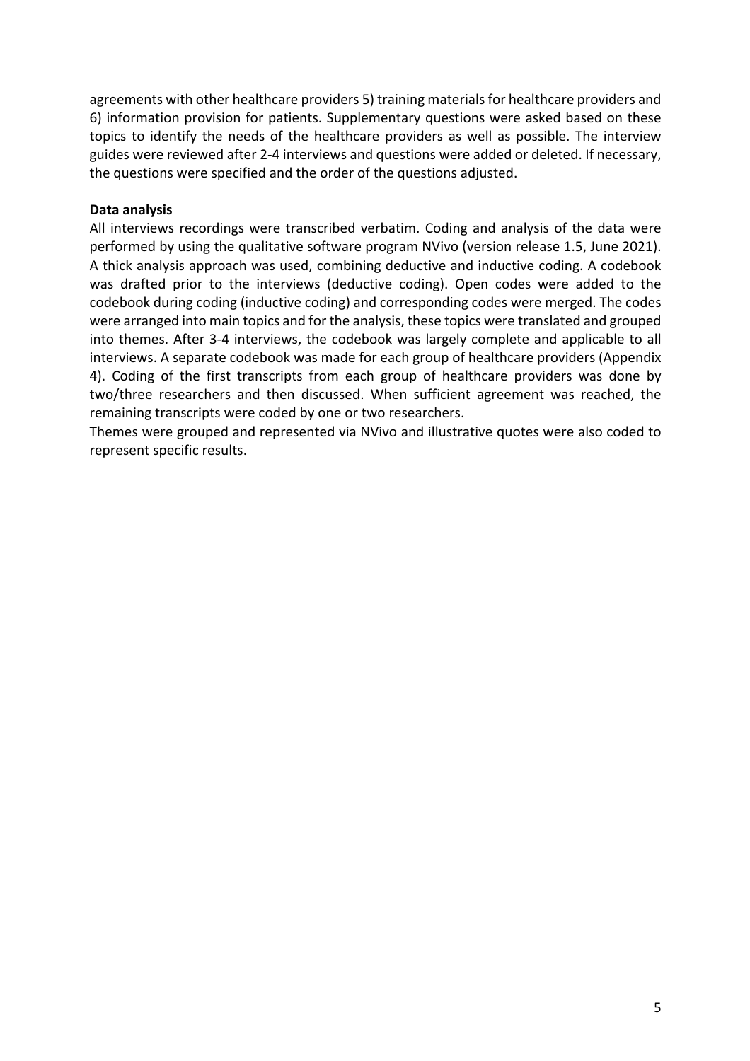agreements with other healthcare providers 5) training materials for healthcare providers and 6) information provision for patients. Supplementary questions were asked based on these topics to identify the needs of the healthcare providers as well as possible. The interview guides were reviewed after 2-4 interviews and questions were added or deleted. If necessary, the questions were specified and the order of the questions adjusted.

**Data analysis**

All interviews recordings were transcribed verbatim. Coding and analysis of the data were performed by using the qualitative software program NVivo (version release 1.5, June 2021). A thick analysis approach was used, combining deductive and inductive coding. A codebook was drafted prior to the interviews (deductive coding). Open codes were added to the codebook during coding (inductive coding) and corresponding codes were merged. The codes were arranged into main topics and for the analysis, these topics were translated and grouped into themes. After 3-4 interviews, the codebook was largely complete and applicable to all interviews. A separate codebook was made for each group of healthcare providers (Appendix 4). Coding of the first transcripts from each group of healthcare providers was done by two/three researchers and then discussed. When sufficient agreement was reached, the remaining transcripts were coded by one or two researchers.

Themes were grouped and represented via NVivo and illustrative quotes were also coded to represent specific results.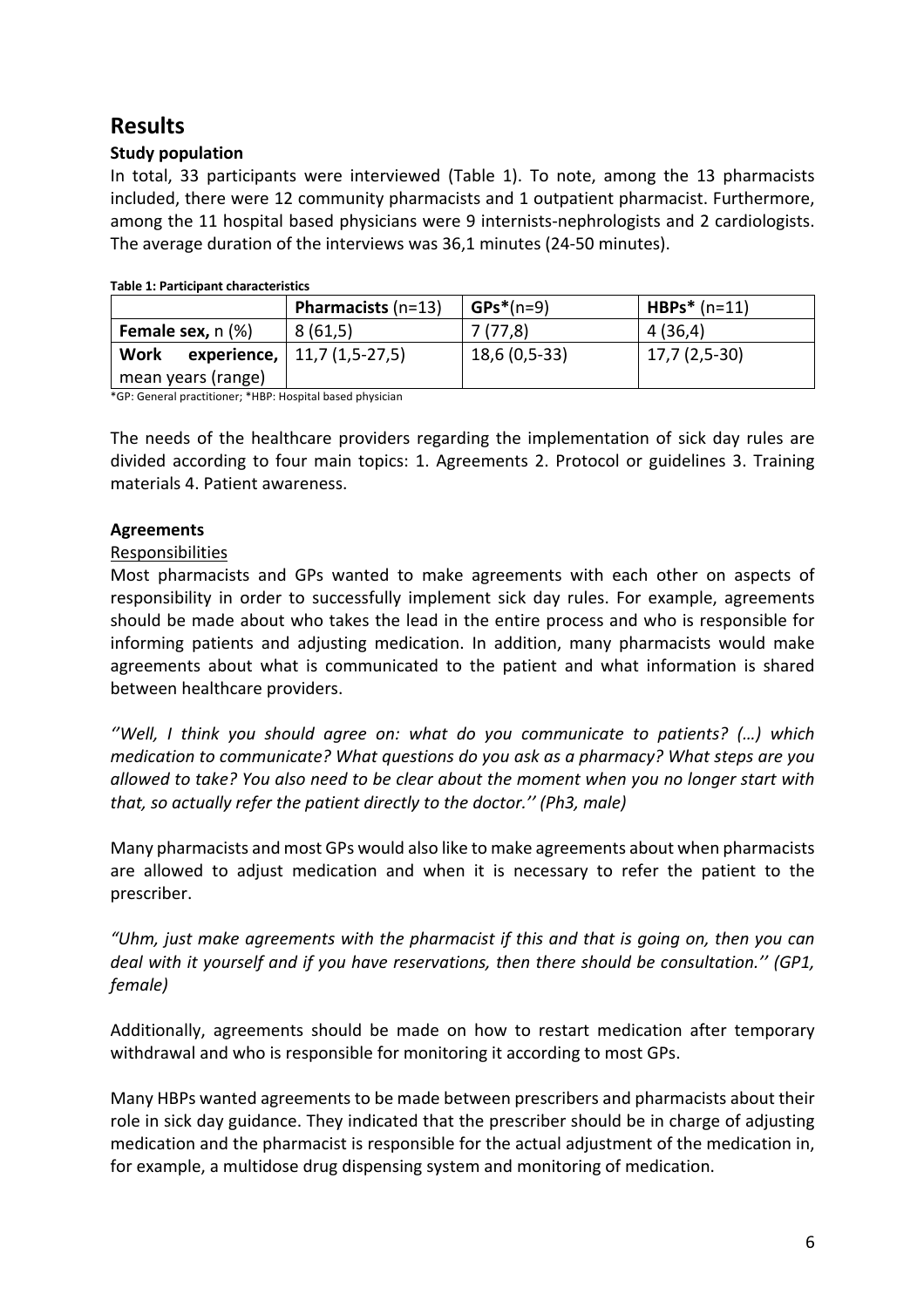## Results

### Study population

In total, 33 participants were interviewed (Table 1). To note, among the 13 pharmacists included, there were 12 community pharmacists and 1 outpatient pharmacist. Furthermore, among the 11 hospital based physicians were 9 internists-nephrologists and 2 cardiologists. The average duration of the interviews was 36,1 minutes (24-50 minutes).

**Table 1: Participant characteristics**

| | **Pharmacists** (n=13) | **GPs***(n=9) | **HBPs*** (n=11) |
|---|---|---|---|
| **Female sex,** n (%) | 8 (61,5) | 7 (77,8) | 4 (36,4) |
| **Work experience,** mean years (range) | 11,7 (1,5-27,5) | 18,6 (0,5-33) | 17,7 (2,5-30) |

*GP: General practitioner; *HBP: Hospital based physician

The needs of the healthcare providers regarding the implementation of sick day rules are divided according to four main topics: 1. Agreements 2. Protocol or guidelines 3. Training materials 4. Patient awareness.

### Agreements

Responsibilities

Most pharmacists and GPs wanted to make agreements with each other on aspects of responsibility in order to successfully implement sick day rules. For example, agreements should be made about who takes the lead in the entire process and who is responsible for informing patients and adjusting medication. In addition, many pharmacists would make agreements about what is communicated to the patient and what information is shared between healthcare providers.

*''Well, I think you should agree on: what do you communicate to patients? (…) which medication to communicate? What questions do you ask as a pharmacy? What steps are you allowed to take? You also need to be clear about the moment when you no longer start with that, so actually refer the patient directly to the doctor.'' (Ph3, male)*

Many pharmacists and most GPs would also like to make agreements about when pharmacists are allowed to adjust medication and when it is necessary to refer the patient to the prescriber.

*"Uhm, just make agreements with the pharmacist if this and that is going on, then you can deal with it yourself and if you have reservations, then there should be consultation.'' (GP1, female)*

Additionally, agreements should be made on how to restart medication after temporary withdrawal and who is responsible for monitoring it according to most GPs.

Many HBPs wanted agreements to be made between prescribers and pharmacists about their role in sick day guidance. They indicated that the prescriber should be in charge of adjusting medication and the pharmacist is responsible for the actual adjustment of the medication in, for example, a multidose drug dispensing system and monitoring of medication.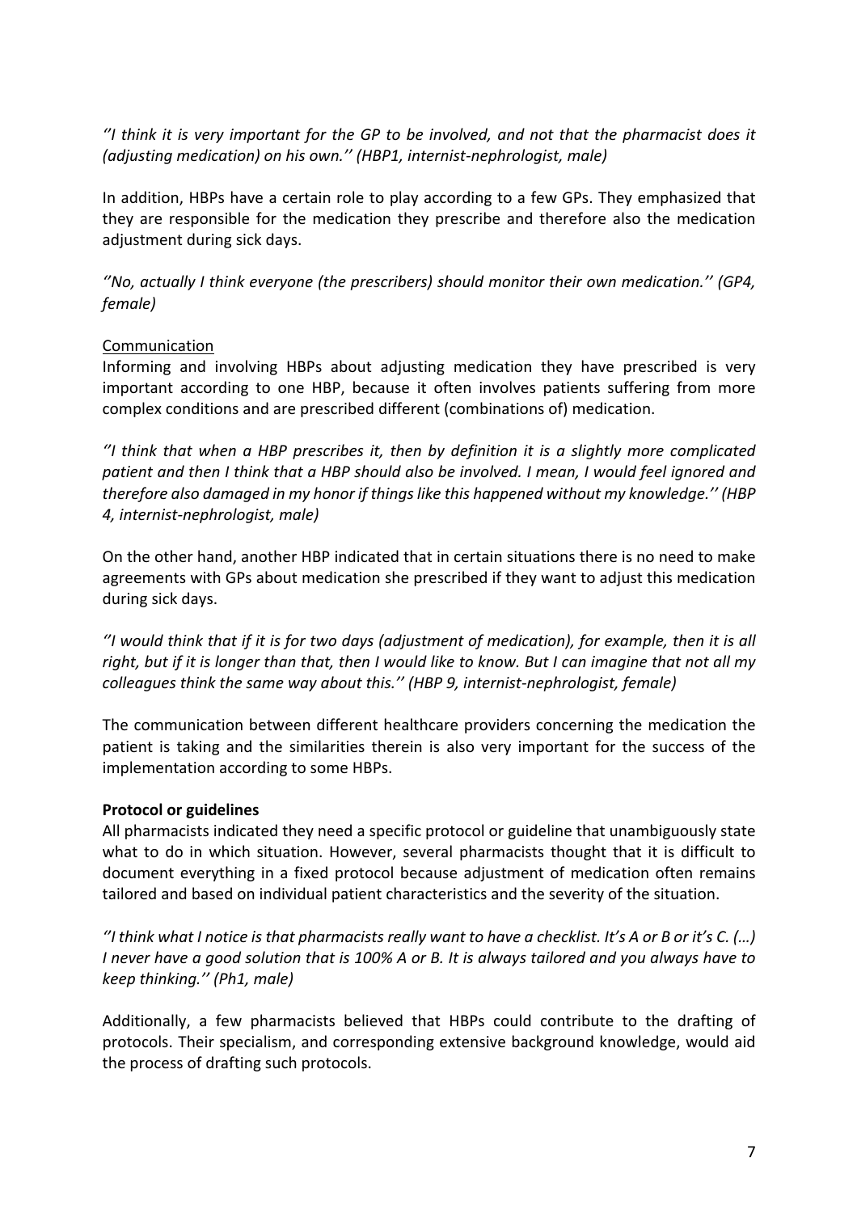*''I think it is very important for the GP to be involved, and not that the pharmacist does it (adjusting medication) on his own.'' (HBP1, internist-nephrologist, male)*

In addition, HBPs have a certain role to play according to a few GPs. They emphasized that they are responsible for the medication they prescribe and therefore also the medication adjustment during sick days.

*''No, actually I think everyone (the prescribers) should monitor their own medication.'' (GP4, female)*

Communication

Informing and involving HBPs about adjusting medication they have prescribed is very important according to one HBP, because it often involves patients suffering from more complex conditions and are prescribed different (combinations of) medication.

*''I think that when a HBP prescribes it, then by definition it is a slightly more complicated patient and then I think that a HBP should also be involved. I mean, I would feel ignored and therefore also damaged in my honor if things like this happened without my knowledge.'' (HBP 4, internist-nephrologist, male)*

On the other hand, another HBP indicated that in certain situations there is no need to make agreements with GPs about medication she prescribed if they want to adjust this medication during sick days.

*''I would think that if it is for two days (adjustment of medication), for example, then it is all right, but if it is longer than that, then I would like to know. But I can imagine that not all my colleagues think the same way about this.'' (HBP 9, internist-nephrologist, female)*

The communication between different healthcare providers concerning the medication the patient is taking and the similarities therein is also very important for the success of the implementation according to some HBPs.

**Protocol or guidelines**

All pharmacists indicated they need a specific protocol or guideline that unambiguously state what to do in which situation. However, several pharmacists thought that it is difficult to document everything in a fixed protocol because adjustment of medication often remains tailored and based on individual patient characteristics and the severity of the situation.

*''I think what I notice is that pharmacists really want to have a checklist. It's A or B or it's C. (...) I never have a good solution that is 100% A or B. It is always tailored and you always have to keep thinking.'' (Ph1, male)*

Additionally, a few pharmacists believed that HBPs could contribute to the drafting of protocols. Their specialism, and corresponding extensive background knowledge, would aid the process of drafting such protocols.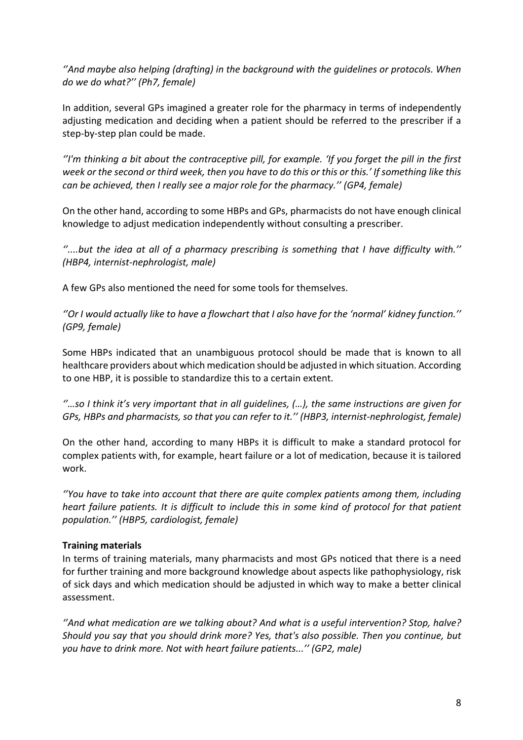*''And maybe also helping (drafting) in the background with the guidelines or protocols. When do we do what?'' (Ph7, female)*

In addition, several GPs imagined a greater role for the pharmacy in terms of independently adjusting medication and deciding when a patient should be referred to the prescriber if a step-by-step plan could be made.

*''I'm thinking a bit about the contraceptive pill, for example. 'If you forget the pill in the first week or the second or third week, then you have to do this or this or this.' If something like this can be achieved, then I really see a major role for the pharmacy.'' (GP4, female)*

On the other hand, according to some HBPs and GPs, pharmacists do not have enough clinical knowledge to adjust medication independently without consulting a prescriber.

*''....but the idea at all of a pharmacy prescribing is something that I have difficulty with.'' (HBP4, internist-nephrologist, male)*

A few GPs also mentioned the need for some tools for themselves.

*''Or I would actually like to have a flowchart that I also have for the 'normal' kidney function.'' (GP9, female)*

Some HBPs indicated that an unambiguous protocol should be made that is known to all healthcare providers about which medication should be adjusted in which situation. According to one HBP, it is possible to standardize this to a certain extent.

*''…so I think it's very important that in all guidelines, (…), the same instructions are given for GPs, HBPs and pharmacists, so that you can refer to it.'' (HBP3, internist-nephrologist, female)*

On the other hand, according to many HBPs it is difficult to make a standard protocol for complex patients with, for example, heart failure or a lot of medication, because it is tailored work.

*''You have to take into account that there are quite complex patients among them, including heart failure patients. It is difficult to include this in some kind of protocol for that patient population.'' (HBP5, cardiologist, female)*

**Training materials**

In terms of training materials, many pharmacists and most GPs noticed that there is a need for further training and more background knowledge about aspects like pathophysiology, risk of sick days and which medication should be adjusted in which way to make a better clinical assessment.

*''And what medication are we talking about? And what is a useful intervention? Stop, halve? Should you say that you should drink more? Yes, that's also possible. Then you continue, but you have to drink more. Not with heart failure patients...'' (GP2, male)*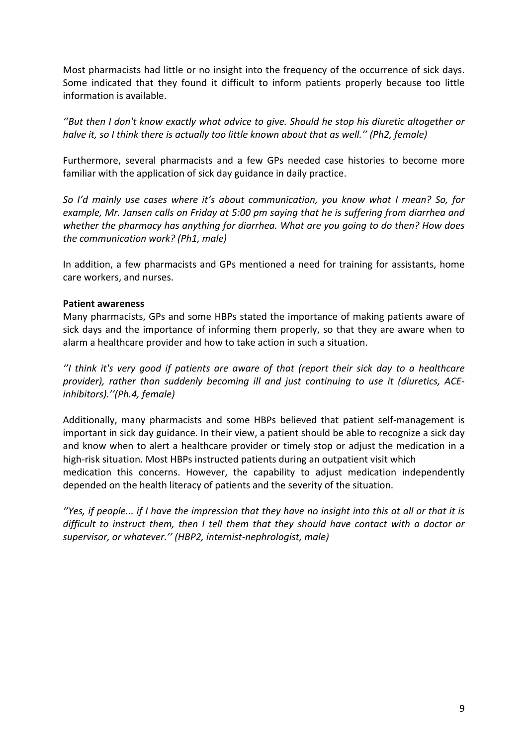Most pharmacists had little or no insight into the frequency of the occurrence of sick days. Some indicated that they found it difficult to inform patients properly because too little information is available.

*''But then I don't know exactly what advice to give. Should he stop his diuretic altogether or halve it, so I think there is actually too little known about that as well.'' (Ph2, female)*

Furthermore, several pharmacists and a few GPs needed case histories to become more familiar with the application of sick day guidance in daily practice.

*So I'd mainly use cases where it's about communication, you know what I mean? So, for example, Mr. Jansen calls on Friday at 5:00 pm saying that he is suffering from diarrhea and whether the pharmacy has anything for diarrhea. What are you going to do then? How does the communication work? (Ph1, male)*

In addition, a few pharmacists and GPs mentioned a need for training for assistants, home care workers, and nurses.

**Patient awareness**

Many pharmacists, GPs and some HBPs stated the importance of making patients aware of sick days and the importance of informing them properly, so that they are aware when to alarm a healthcare provider and how to take action in such a situation.

*''I think it's very good if patients are aware of that (report their sick day to a healthcare provider), rather than suddenly becoming ill and just continuing to use it (diuretics, ACE-inhibitors).''(Ph.4, female)*

Additionally, many pharmacists and some HBPs believed that patient self-management is important in sick day guidance. In their view, a patient should be able to recognize a sick day and know when to alert a healthcare provider or timely stop or adjust the medication in a high-risk situation. Most HBPs instructed patients during an outpatient visit which medication this concerns. However, the capability to adjust medication independently depended on the health literacy of patients and the severity of the situation.

*''Yes, if people... if I have the impression that they have no insight into this at all or that it is difficult to instruct them, then I tell them that they should have contact with a doctor or supervisor, or whatever.'' (HBP2, internist-nephrologist, male)*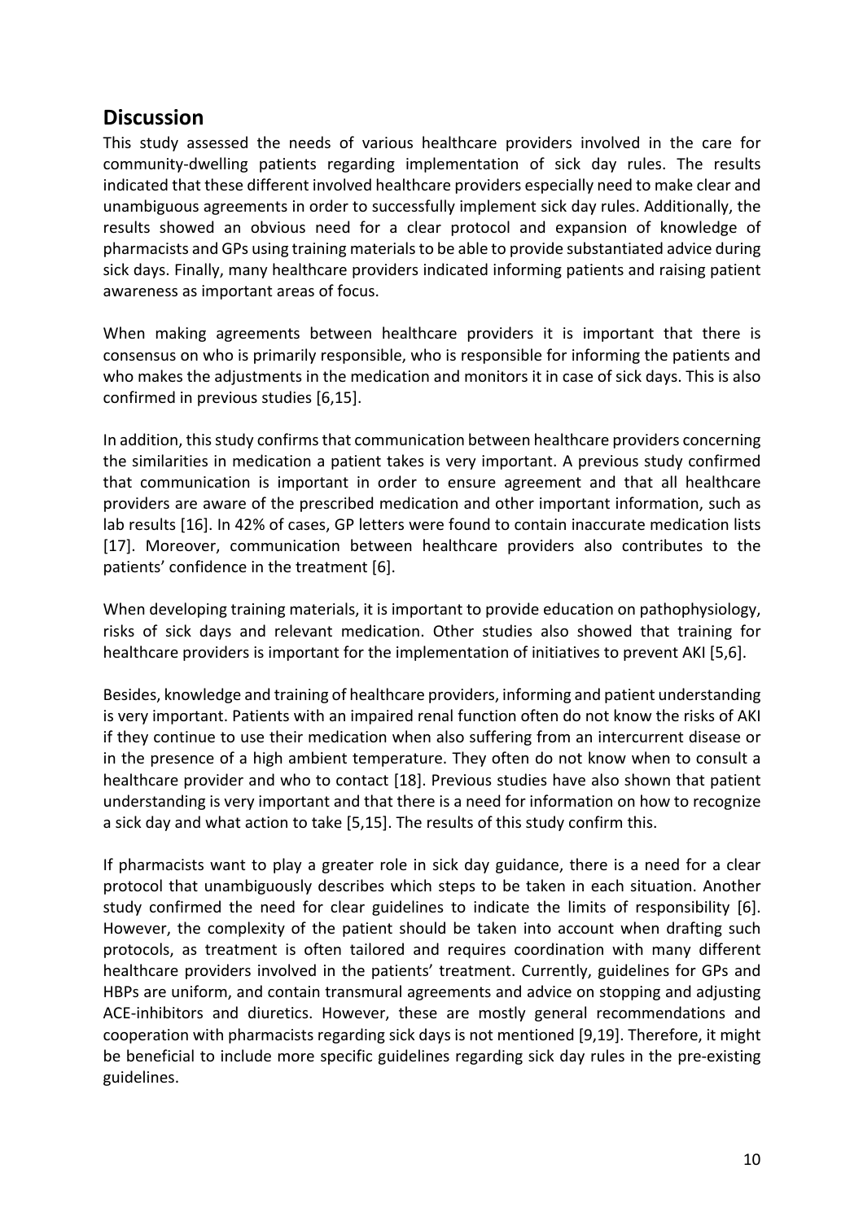## Discussion

This study assessed the needs of various healthcare providers involved in the care for community-dwelling patients regarding implementation of sick day rules. The results indicated that these different involved healthcare providers especially need to make clear and unambiguous agreements in order to successfully implement sick day rules. Additionally, the results showed an obvious need for a clear protocol and expansion of knowledge of pharmacists and GPs using training materials to be able to provide substantiated advice during sick days. Finally, many healthcare providers indicated informing patients and raising patient awareness as important areas of focus.

When making agreements between healthcare providers it is important that there is consensus on who is primarily responsible, who is responsible for informing the patients and who makes the adjustments in the medication and monitors it in case of sick days. This is also confirmed in previous studies [6,15].

In addition, this study confirms that communication between healthcare providers concerning the similarities in medication a patient takes is very important. A previous study confirmed that communication is important in order to ensure agreement and that all healthcare providers are aware of the prescribed medication and other important information, such as lab results [16]. In 42% of cases, GP letters were found to contain inaccurate medication lists [17]. Moreover, communication between healthcare providers also contributes to the patients' confidence in the treatment [6].

When developing training materials, it is important to provide education on pathophysiology, risks of sick days and relevant medication. Other studies also showed that training for healthcare providers is important for the implementation of initiatives to prevent AKI [5,6].

Besides, knowledge and training of healthcare providers, informing and patient understanding is very important. Patients with an impaired renal function often do not know the risks of AKI if they continue to use their medication when also suffering from an intercurrent disease or in the presence of a high ambient temperature. They often do not know when to consult a healthcare provider and who to contact [18]. Previous studies have also shown that patient understanding is very important and that there is a need for information on how to recognize a sick day and what action to take [5,15]. The results of this study confirm this.

If pharmacists want to play a greater role in sick day guidance, there is a need for a clear protocol that unambiguously describes which steps to be taken in each situation. Another study confirmed the need for clear guidelines to indicate the limits of responsibility [6]. However, the complexity of the patient should be taken into account when drafting such protocols, as treatment is often tailored and requires coordination with many different healthcare providers involved in the patients' treatment. Currently, guidelines for GPs and HBPs are uniform, and contain transmural agreements and advice on stopping and adjusting ACE-inhibitors and diuretics. However, these are mostly general recommendations and cooperation with pharmacists regarding sick days is not mentioned [9,19]. Therefore, it might be beneficial to include more specific guidelines regarding sick day rules in the pre-existing guidelines.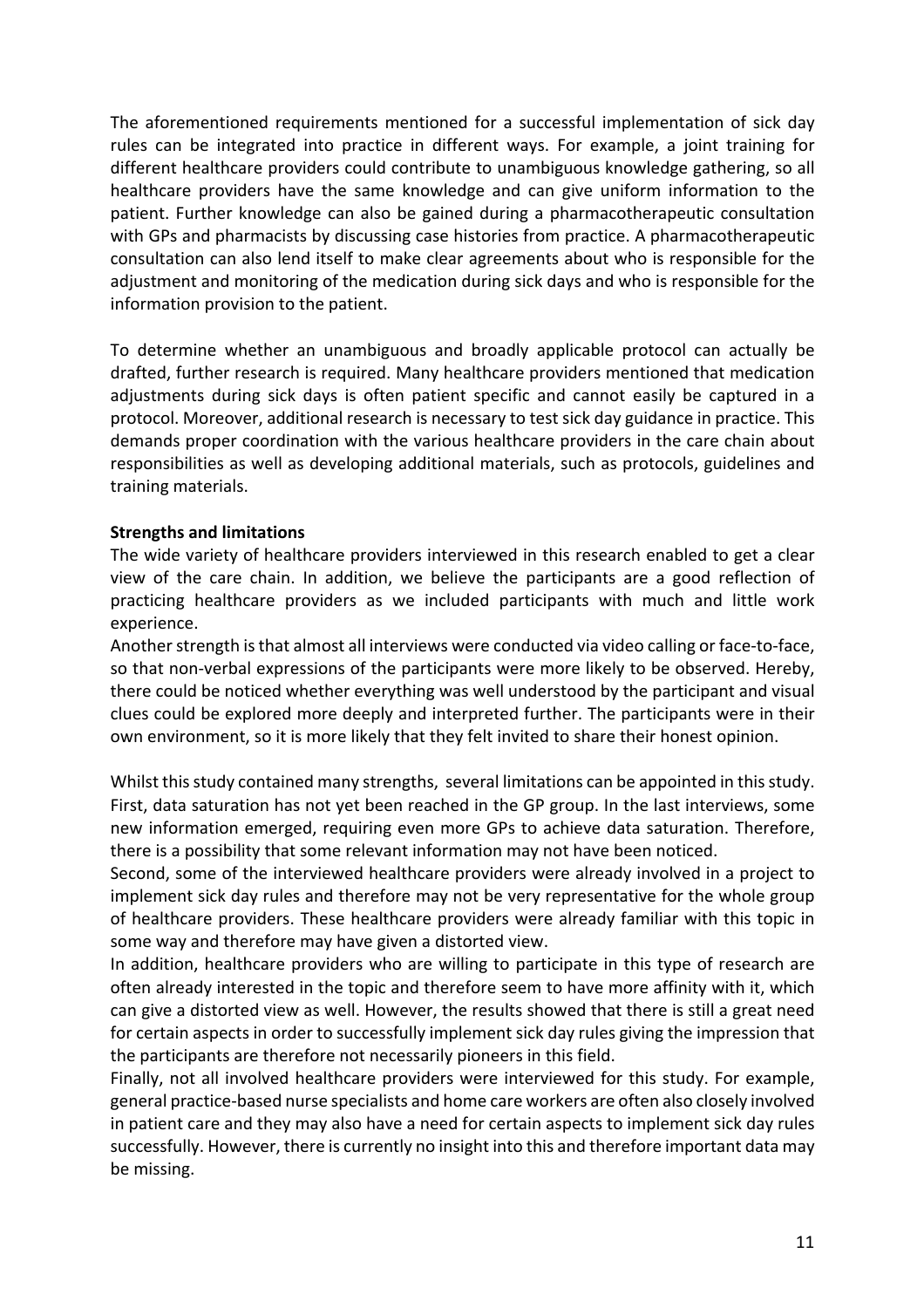The aforementioned requirements mentioned for a successful implementation of sick day rules can be integrated into practice in different ways. For example, a joint training for different healthcare providers could contribute to unambiguous knowledge gathering, so all healthcare providers have the same knowledge and can give uniform information to the patient. Further knowledge can also be gained during a pharmacotherapeutic consultation with GPs and pharmacists by discussing case histories from practice. A pharmacotherapeutic consultation can also lend itself to make clear agreements about who is responsible for the adjustment and monitoring of the medication during sick days and who is responsible for the information provision to the patient.

To determine whether an unambiguous and broadly applicable protocol can actually be drafted, further research is required. Many healthcare providers mentioned that medication adjustments during sick days is often patient specific and cannot easily be captured in a protocol. Moreover, additional research is necessary to test sick day guidance in practice. This demands proper coordination with the various healthcare providers in the care chain about responsibilities as well as developing additional materials, such as protocols, guidelines and training materials.

**Strengths and limitations**

The wide variety of healthcare providers interviewed in this research enabled to get a clear view of the care chain. In addition, we believe the participants are a good reflection of practicing healthcare providers as we included participants with much and little work experience.

Another strength is that almost all interviews were conducted via video calling or face-to-face, so that non-verbal expressions of the participants were more likely to be observed. Hereby, there could be noticed whether everything was well understood by the participant and visual clues could be explored more deeply and interpreted further. The participants were in their own environment, so it is more likely that they felt invited to share their honest opinion.

Whilst this study contained many strengths, several limitations can be appointed in this study. First, data saturation has not yet been reached in the GP group. In the last interviews, some new information emerged, requiring even more GPs to achieve data saturation. Therefore, there is a possibility that some relevant information may not have been noticed.

Second, some of the interviewed healthcare providers were already involved in a project to implement sick day rules and therefore may not be very representative for the whole group of healthcare providers. These healthcare providers were already familiar with this topic in some way and therefore may have given a distorted view.

In addition, healthcare providers who are willing to participate in this type of research are often already interested in the topic and therefore seem to have more affinity with it, which can give a distorted view as well. However, the results showed that there is still a great need for certain aspects in order to successfully implement sick day rules giving the impression that the participants are therefore not necessarily pioneers in this field.

Finally, not all involved healthcare providers were interviewed for this study. For example, general practice-based nurse specialists and home care workers are often also closely involved in patient care and they may also have a need for certain aspects to implement sick day rules successfully. However, there is currently no insight into this and therefore important data may be missing.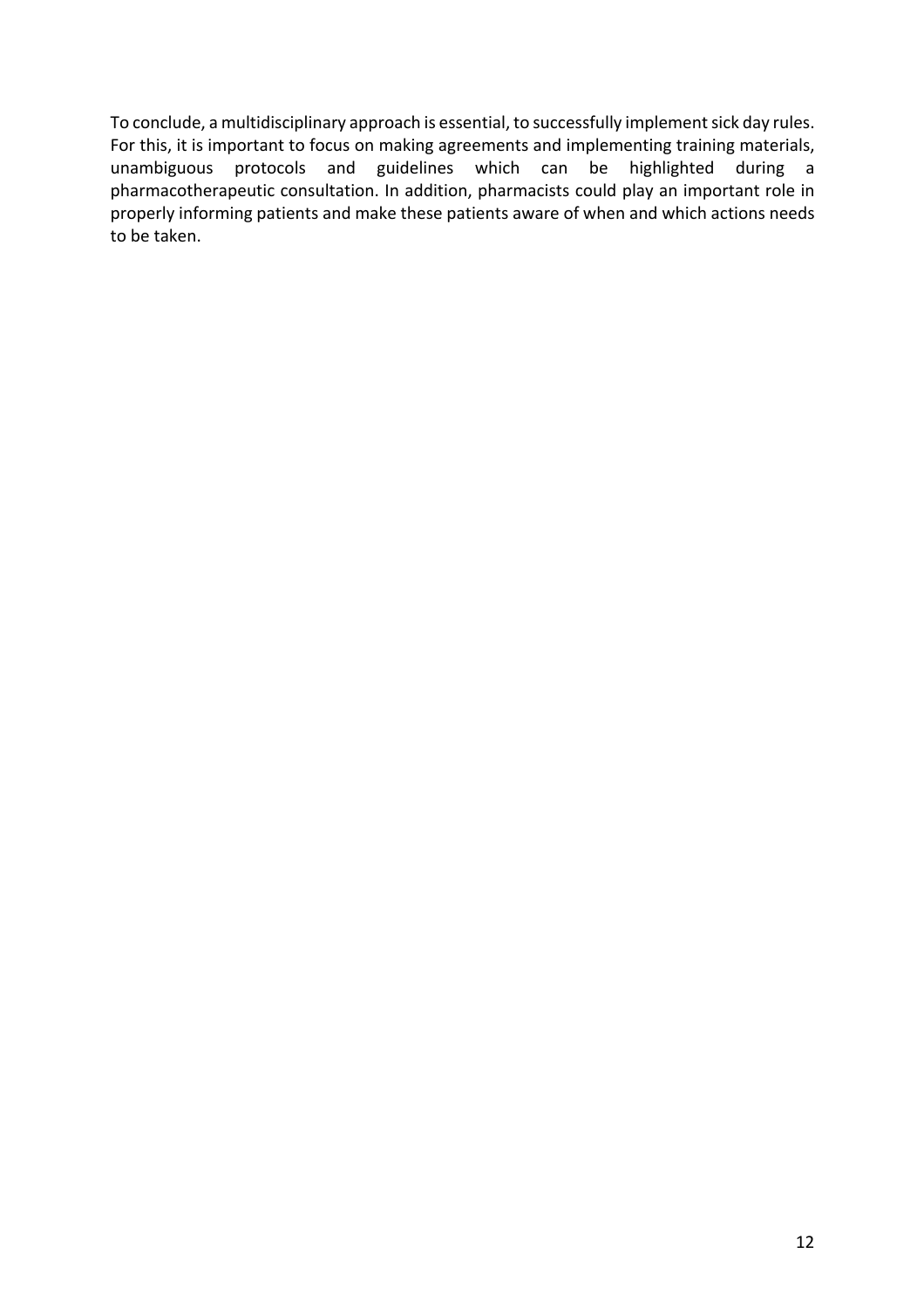To conclude, a multidisciplinary approach is essential, to successfully implement sick day rules. For this, it is important to focus on making agreements and implementing training materials, unambiguous protocols and guidelines which can be highlighted during a pharmacotherapeutic consultation. In addition, pharmacists could play an important role in properly informing patients and make these patients aware of when and which actions needs to be taken.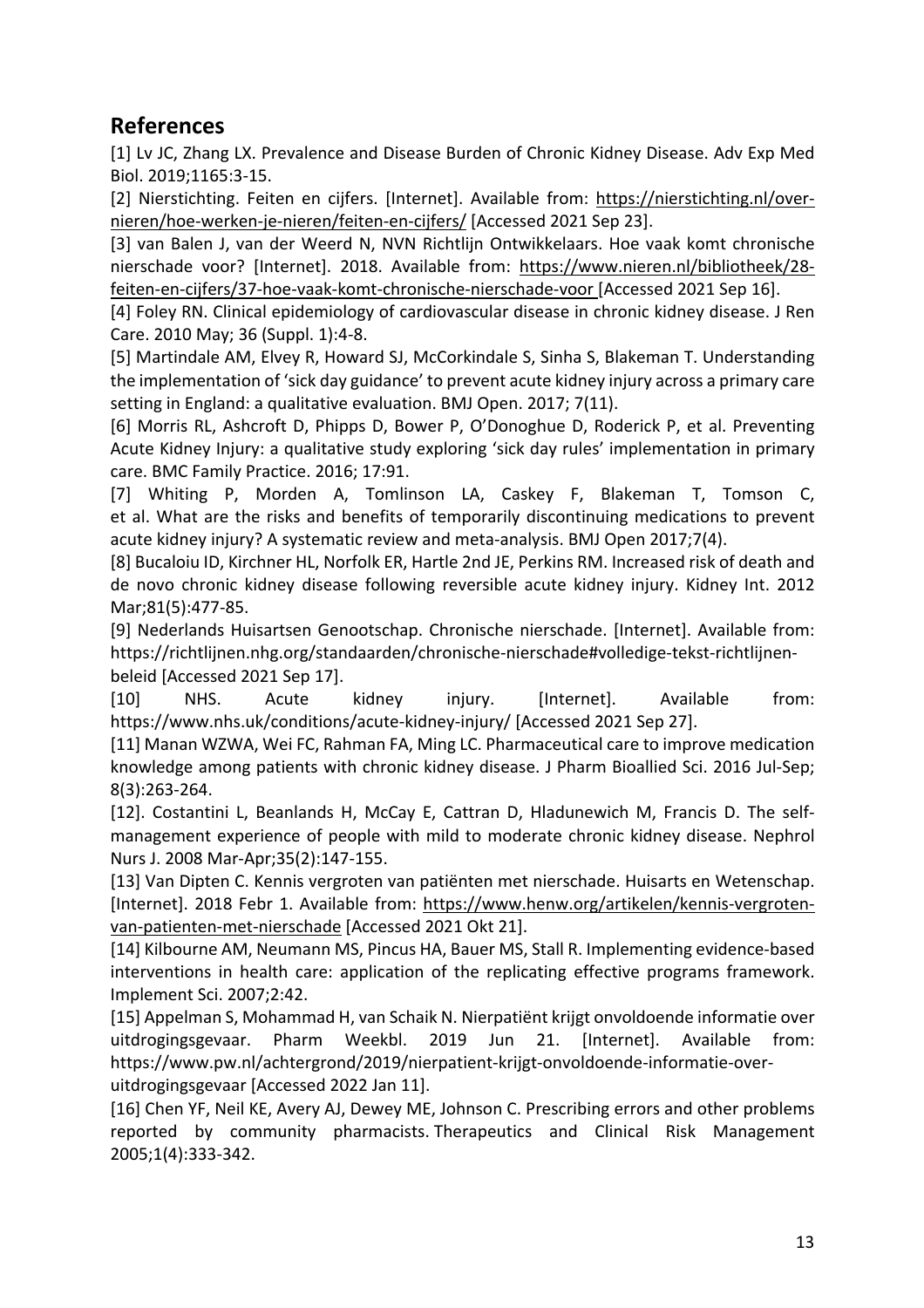## References

[1] Lv JC, Zhang LX. Prevalence and Disease Burden of Chronic Kidney Disease. Adv Exp Med Biol. 2019;1165:3-15.

[2] Nierstichting. Feiten en cijfers. [Internet]. Available from: https://nierstichting.nl/over-nieren/hoe-werken-je-nieren/feiten-en-cijfers/ [Accessed 2021 Sep 23].

[3] van Balen J, van der Weerd N, NVN Richtlijn Ontwikkelaars. Hoe vaak komt chronische nierschade voor? [Internet]. 2018. Available from: https://www.nieren.nl/bibliotheek/28-feiten-en-cijfers/37-hoe-vaak-komt-chronische-nierschade-voor [Accessed 2021 Sep 16].

[4] Foley RN. Clinical epidemiology of cardiovascular disease in chronic kidney disease. J Ren Care. 2010 May; 36 (Suppl. 1):4-8.

[5] Martindale AM, Elvey R, Howard SJ, McCorkindale S, Sinha S, Blakeman T. Understanding the implementation of 'sick day guidance' to prevent acute kidney injury across a primary care setting in England: a qualitative evaluation. BMJ Open. 2017; 7(11).

[6] Morris RL, Ashcroft D, Phipps D, Bower P, O'Donoghue D, Roderick P, et al. Preventing Acute Kidney Injury: a qualitative study exploring 'sick day rules' implementation in primary care. BMC Family Practice. 2016; 17:91.

[7] Whiting P, Morden A, Tomlinson LA, Caskey F, Blakeman T, Tomson C, et al. What are the risks and benefits of temporarily discontinuing medications to prevent acute kidney injury? A systematic review and meta-analysis. BMJ Open 2017;7(4).

[8] Bucaloiu ID, Kirchner HL, Norfolk ER, Hartle 2nd JE, Perkins RM. Increased risk of death and de novo chronic kidney disease following reversible acute kidney injury. Kidney Int. 2012 Mar;81(5):477-85.

[9] Nederlands Huisartsen Genootschap. Chronische nierschade. [Internet]. Available from: https://richtlijnen.nhg.org/standaarden/chronische-nierschade#volledige-tekst-richtlijnen-beleid [Accessed 2021 Sep 17].

[10] NHS. Acute kidney injury. [Internet]. Available from: https://www.nhs.uk/conditions/acute-kidney-injury/ [Accessed 2021 Sep 27].

[11] Manan WZWA, Wei FC, Rahman FA, Ming LC. Pharmaceutical care to improve medication knowledge among patients with chronic kidney disease. J Pharm Bioallied Sci. 2016 Jul-Sep; 8(3):263-264.

[12]. Costantini L, Beanlands H, McCay E, Cattran D, Hladunewich M, Francis D. The self-management experience of people with mild to moderate chronic kidney disease. Nephrol Nurs J. 2008 Mar-Apr;35(2):147-155.

[13] Van Dipten C. Kennis vergroten van patiënten met nierschade. Huisarts en Wetenschap. [Internet]. 2018 Febr 1. Available from: https://www.henw.org/artikelen/kennis-vergroten-van-patienten-met-nierschade [Accessed 2021 Okt 21].

[14] Kilbourne AM, Neumann MS, Pincus HA, Bauer MS, Stall R. Implementing evidence-based interventions in health care: application of the replicating effective programs framework. Implement Sci. 2007;2:42.

[15] Appelman S, Mohammad H, van Schaik N. Nierpatiënt krijgt onvoldoende informatie over uitdrogingsgevaar. Pharm Weekbl. 2019 Jun 21. [Internet]. Available from: https://www.pw.nl/achtergrond/2019/nierpatient-krijgt-onvoldoende-informatie-over-uitdrogingsgevaar [Accessed 2022 Jan 11].

[16] Chen YF, Neil KE, Avery AJ, Dewey ME, Johnson C. Prescribing errors and other problems reported by community pharmacists. Therapeutics and Clinical Risk Management 2005;1(4):333-342.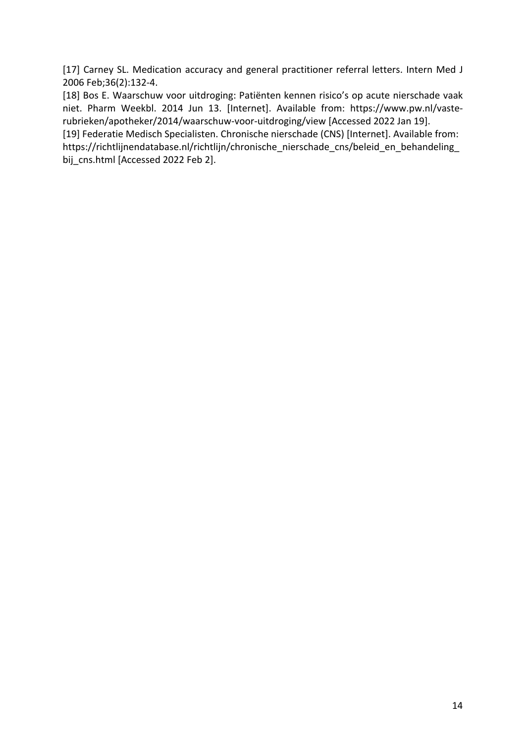[17] Carney SL. Medication accuracy and general practitioner referral letters. Intern Med J 2006 Feb;36(2):132-4.

[18] Bos E. Waarschuw voor uitdroging: Patiënten kennen risico's op acute nierschade vaak niet. Pharm Weekbl. 2014 Jun 13. [Internet]. Available from: https://www.pw.nl/vaste-rubrieken/apotheker/2014/waarschuw-voor-uitdroging/view [Accessed 2022 Jan 19].

[19] Federatie Medisch Specialisten. Chronische nierschade (CNS) [Internet]. Available from: https://richtlijnendatabase.nl/richtlijn/chronische_nierschade_cns/beleid_en_behandeling_bij_cns.html [Accessed 2022 Feb 2].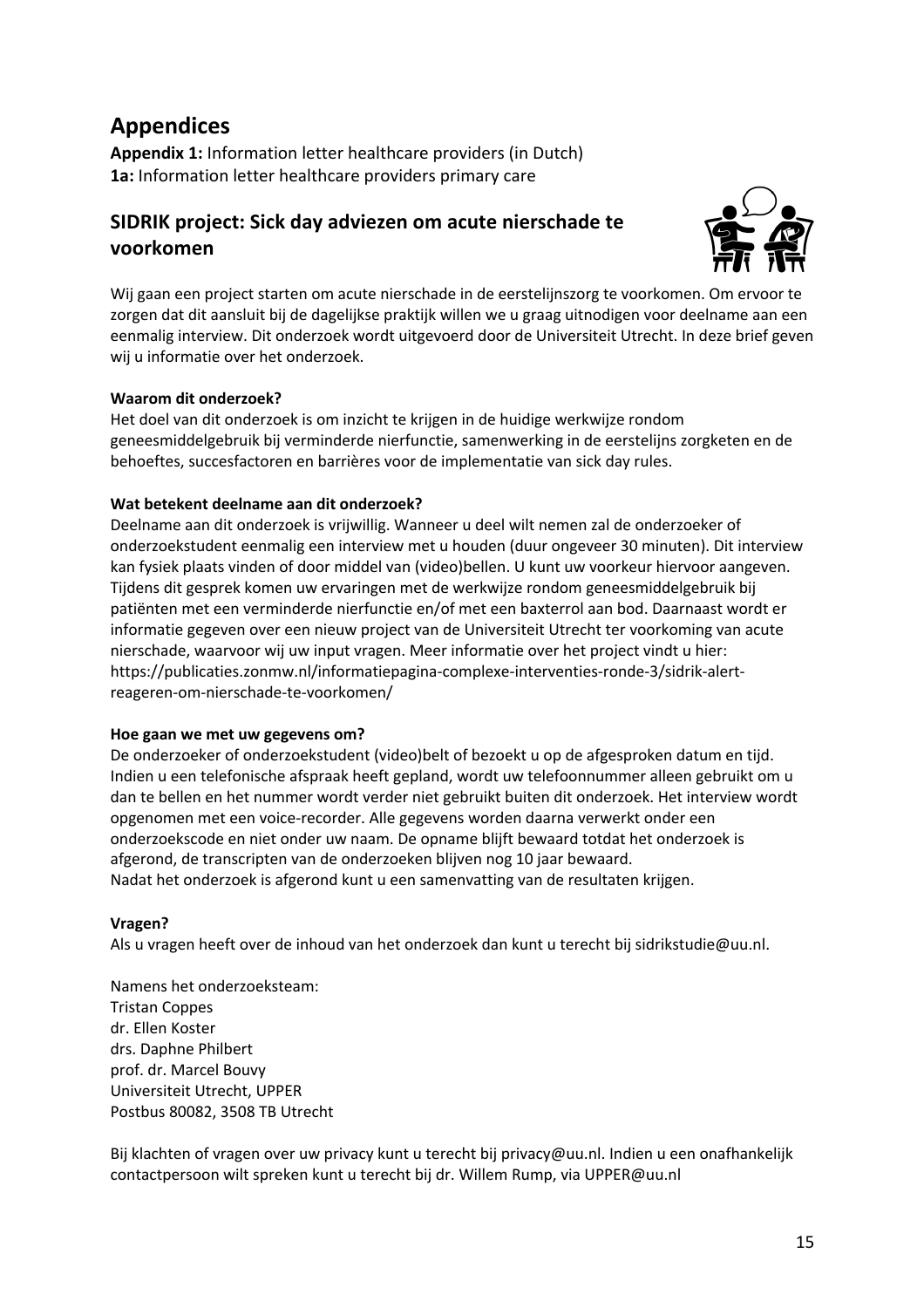# Appendices

**Appendix 1:** Information letter healthcare providers (in Dutch)
**1a:** Information letter healthcare providers primary care

## SIDRIK project: Sick day adviezen om acute nierschade te voorkomen

Wij gaan een project starten om acute nierschade in de eerstelijnszorg te voorkomen. Om ervoor te zorgen dat dit aansluit bij de dagelijkse praktijk willen we u graag uitnodigen voor deelname aan een eenmalig interview. Dit onderzoek wordt uitgevoerd door de Universiteit Utrecht. In deze brief geven wij u informatie over het onderzoek.

**Waarom dit onderzoek?**
Het doel van dit onderzoek is om inzicht te krijgen in de huidige werkwijze rondom geneesmiddelgebruik bij verminderde nierfunctie, samenwerking in de eerstelijns zorgketen en de behoeftes, succesfactoren en barrières voor de implementatie van sick day rules.

**Wat betekent deelname aan dit onderzoek?**
Deelname aan dit onderzoek is vrijwillig. Wanneer u deel wilt nemen zal de onderzoeker of onderzoekstudent eenmalig een interview met u houden (duur ongeveer 30 minuten). Dit interview kan fysiek plaats vinden of door middel van (video)bellen. U kunt uw voorkeur hiervoor aangeven. Tijdens dit gesprek komen uw ervaringen met de werkwijze rondom geneesmiddelgebruik bij patiënten met een verminderde nierfunctie en/of met een baxterrol aan bod. Daarnaast wordt er informatie gegeven over een nieuw project van de Universiteit Utrecht ter voorkoming van acute nierschade, waarvoor wij uw input vragen. Meer informatie over het project vindt u hier: https://publicaties.zonmw.nl/informatiepagina-complexe-interventies-ronde-3/sidrik-alert-reageren-om-nierschade-te-voorkomen/

**Hoe gaan we met uw gegevens om?**
De onderzoeker of onderzoekstudent (video)belt of bezoekt u op de afgesproken datum en tijd. Indien u een telefonische afspraak heeft gepland, wordt uw telefoonnummer alleen gebruikt om u dan te bellen en het nummer wordt verder niet gebruikt buiten dit onderzoek. Het interview wordt opgenomen met een voice-recorder. Alle gegevens worden daarna verwerkt onder een onderzoekscode en niet onder uw naam. De opname blijft bewaard totdat het onderzoek is afgerond, de transcripten van de onderzoeken blijven nog 10 jaar bewaard.
Nadat het onderzoek is afgerond kunt u een samenvatting van de resultaten krijgen.

**Vragen?**
Als u vragen heeft over de inhoud van het onderzoek dan kunt u terecht bij sidrikstudie@uu.nl.

Namens het onderzoeksteam:
Tristan Coppes
dr. Ellen Koster
drs. Daphne Philbert
prof. dr. Marcel Bouvy
Universiteit Utrecht, UPPER
Postbus 80082, 3508 TB Utrecht

Bij klachten of vragen over uw privacy kunt u terecht bij privacy@uu.nl. Indien u een onafhankelijk contactpersoon wilt spreken kunt u terecht bij dr. Willem Rump, via UPPER@uu.nl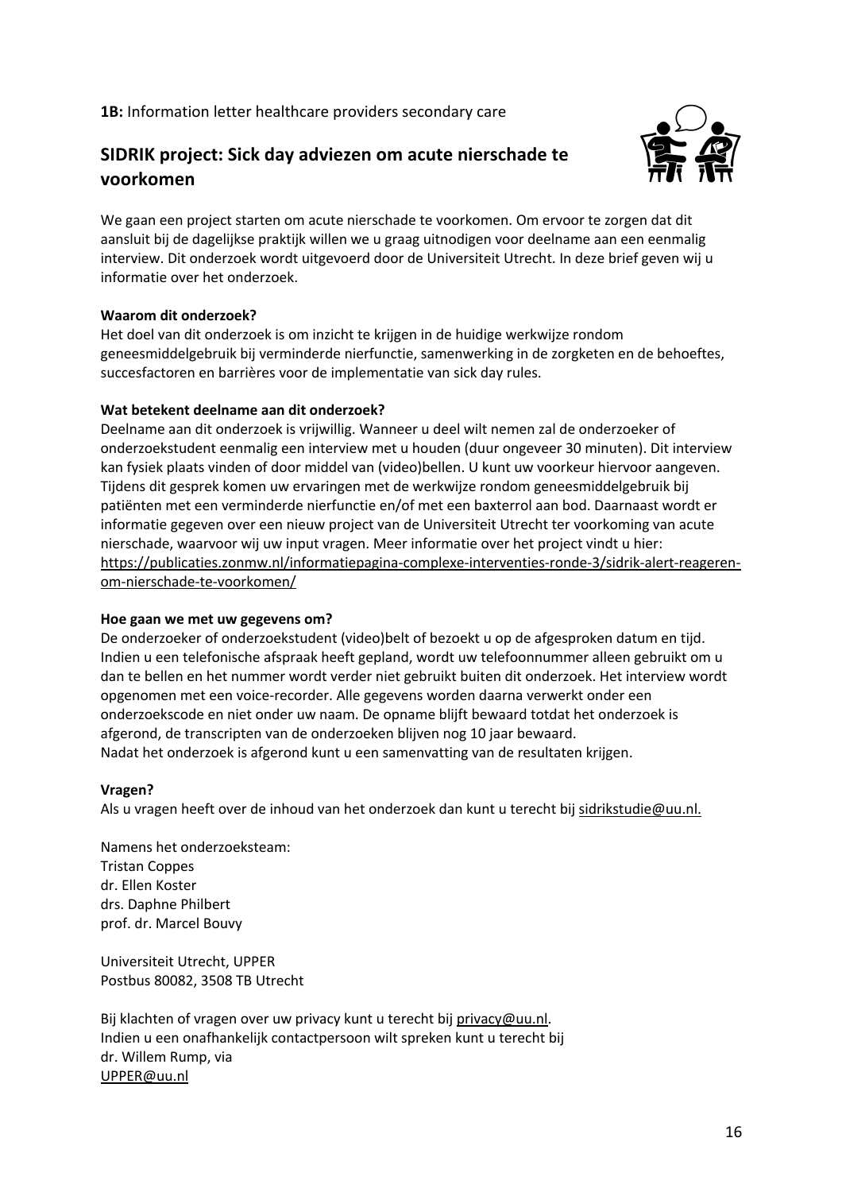**1B:** Information letter healthcare providers secondary care

## SIDRIK project: Sick day adviezen om acute nierschade te voorkomen

We gaan een project starten om acute nierschade te voorkomen. Om ervoor te zorgen dat dit aansluit bij de dagelijkse praktijk willen we u graag uitnodigen voor deelname aan een eenmalig interview. Dit onderzoek wordt uitgevoerd door de Universiteit Utrecht. In deze brief geven wij u informatie over het onderzoek.

**Waarom dit onderzoek?**

Het doel van dit onderzoek is om inzicht te krijgen in de huidige werkwijze rondom geneesmiddelgebruik bij verminderde nierfunctie, samenwerking in de zorgketen en de behoeftes, succesfactoren en barrières voor de implementatie van sick day rules.

**Wat betekent deelname aan dit onderzoek?**

Deelname aan dit onderzoek is vrijwillig. Wanneer u deel wilt nemen zal de onderzoeker of onderzoekstudent eenmalig een interview met u houden (duur ongeveer 30 minuten). Dit interview kan fysiek plaats vinden of door middel van (video)bellen. U kunt uw voorkeur hiervoor aangeven. Tijdens dit gesprek komen uw ervaringen met de werkwijze rondom geneesmiddelgebruik bij patiënten met een verminderde nierfunctie en/of met een baxterrol aan bod. Daarnaast wordt er informatie gegeven over een nieuw project van de Universiteit Utrecht ter voorkoming van acute nierschade, waarvoor wij uw input vragen. Meer informatie over het project vindt u hier: https://publicaties.zonmw.nl/informatiepagina-complexe-interventies-ronde-3/sidrik-alert-reageren-om-nierschade-te-voorkomen/

**Hoe gaan we met uw gegevens om?**

De onderzoeker of onderzoekstudent (video)belt of bezoekt u op de afgesproken datum en tijd. Indien u een telefonische afspraak heeft gepland, wordt uw telefoonnummer alleen gebruikt om u dan te bellen en het nummer wordt verder niet gebruikt buiten dit onderzoek. Het interview wordt opgenomen met een voice-recorder. Alle gegevens worden daarna verwerkt onder een onderzoekscode en niet onder uw naam. De opname blijft bewaard totdat het onderzoek is afgerond, de transcripten van de onderzoeken blijven nog 10 jaar bewaard.
Nadat het onderzoek is afgerond kunt u een samenvatting van de resultaten krijgen.

**Vragen?**

Als u vragen heeft over de inhoud van het onderzoek dan kunt u terecht bij sidrikstudie@uu.nl.

Namens het onderzoeksteam:
Tristan Coppes
dr. Ellen Koster
drs. Daphne Philbert
prof. dr. Marcel Bouvy

Universiteit Utrecht, UPPER
Postbus 80082, 3508 TB Utrecht

Bij klachten of vragen over uw privacy kunt u terecht bij privacy@uu.nl.
Indien u een onafhankelijk contactpersoon wilt spreken kunt u terecht bij
dr. Willem Rump, via
UPPER@uu.nl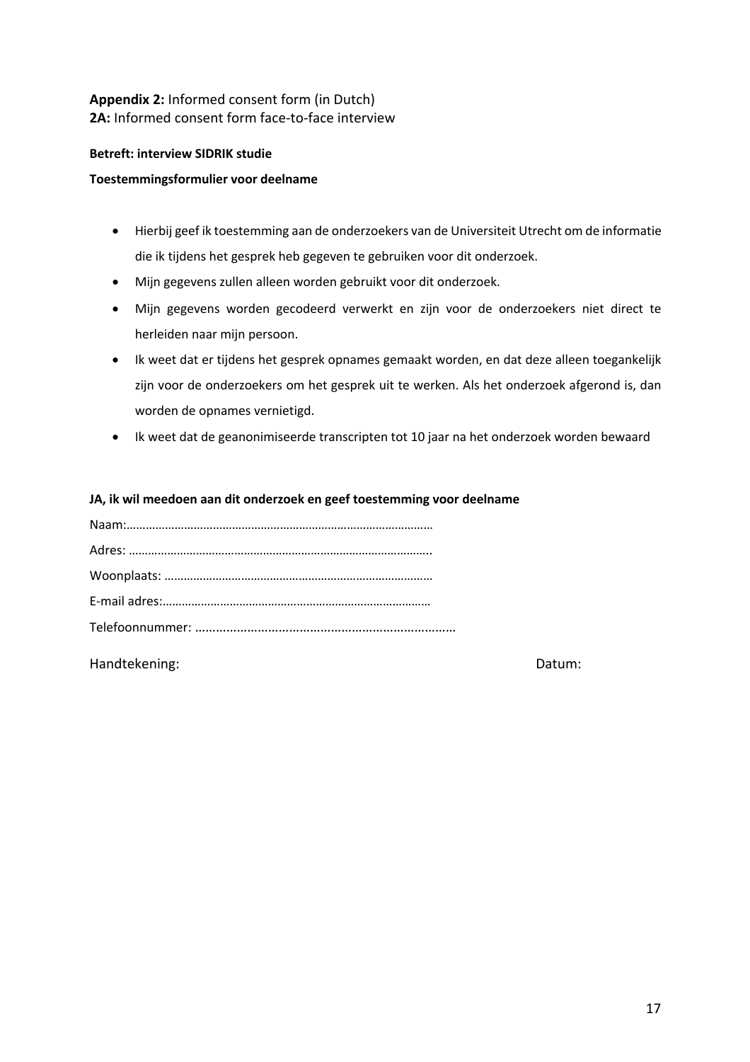**Appendix 2:** Informed consent form (in Dutch)
**2A:** Informed consent form face-to-face interview

**Betreft: interview SIDRIK studie**

**Toestemmingsformulier voor deelname**

- Hierbij geef ik toestemming aan de onderzoekers van de Universiteit Utrecht om de informatie die ik tijdens het gesprek heb gegeven te gebruiken voor dit onderzoek.
- Mijn gegevens zullen alleen worden gebruikt voor dit onderzoek.
- Mijn gegevens worden gecodeerd verwerkt en zijn voor de onderzoekers niet direct te herleiden naar mijn persoon.
- Ik weet dat er tijdens het gesprek opnames gemaakt worden, en dat deze alleen toegankelijk zijn voor de onderzoekers om het gesprek uit te werken. Als het onderzoek afgerond is, dan worden de opnames vernietigd.
- Ik weet dat de geanonimiseerde transcripten tot 10 jaar na het onderzoek worden bewaard

**JA, ik wil meedoen aan dit onderzoek en geef toestemming voor deelname**

Naam:……………………………………………………………………………………

Adres: …………………………………………………………………………………..

Woonplaats: ………………………………………………………………………

E-mail adres:………………………………………………………………………

Telefoonnummer: ………………………………………………………………..

Handtekening: Datum: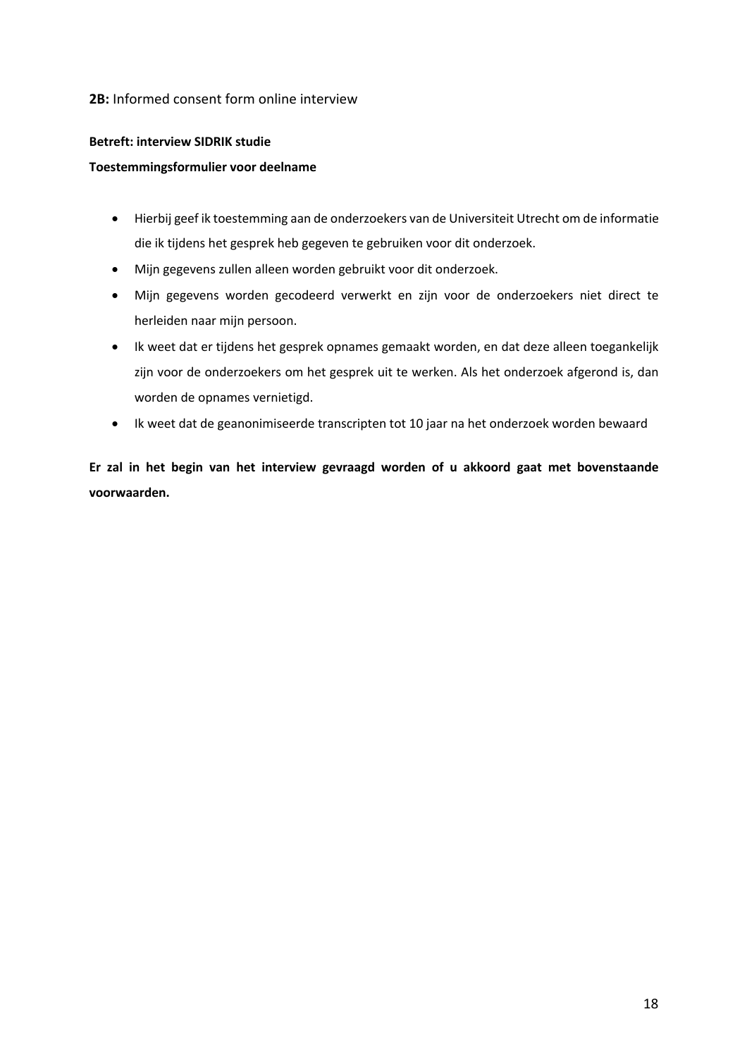**2B:** Informed consent form online interview

**Betreft: interview SIDRIK studie**

**Toestemmingsformulier voor deelname**

- Hierbij geef ik toestemming aan de onderzoekers van de Universiteit Utrecht om de informatie die ik tijdens het gesprek heb gegeven te gebruiken voor dit onderzoek.
- Mijn gegevens zullen alleen worden gebruikt voor dit onderzoek.
- Mijn gegevens worden gecodeerd verwerkt en zijn voor de onderzoekers niet direct te herleiden naar mijn persoon.
- Ik weet dat er tijdens het gesprek opnames gemaakt worden, en dat deze alleen toegankelijk zijn voor de onderzoekers om het gesprek uit te werken. Als het onderzoek afgerond is, dan worden de opnames vernietigd.
- Ik weet dat de geanonimiseerde transcripten tot 10 jaar na het onderzoek worden bewaard

**Er zal in het begin van het interview gevraagd worden of u akkoord gaat met bovenstaande voorwaarden.**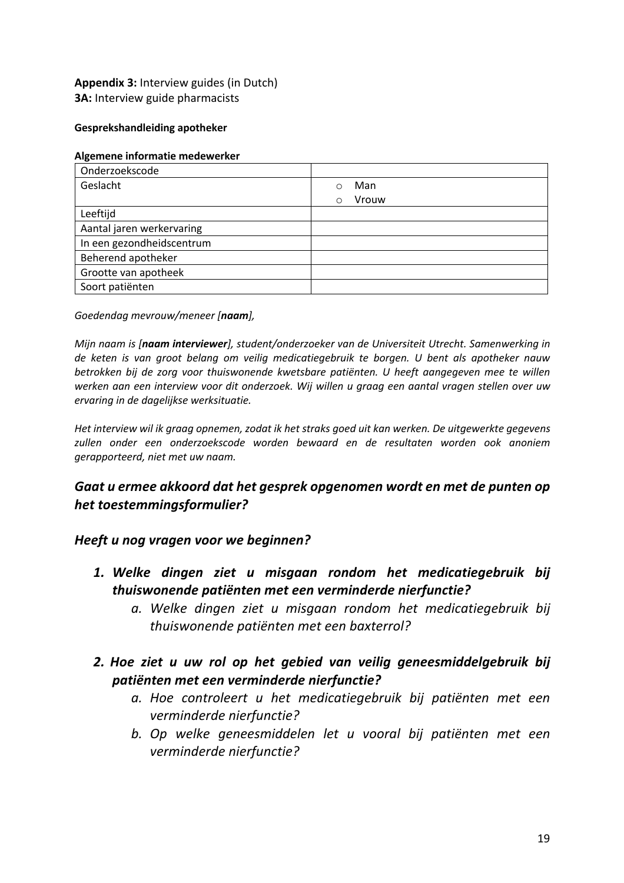**Appendix 3:** Interview guides (in Dutch)
**3A:** Interview guide pharmacists

**Gesprekshandleiding apotheker**

**Algemene informatie medewerker**

| Onderzoekscode | |
|---|---|
| Geslacht | ○ Man<br>○ Vrouw |
| Leeftijd | |
| Aantal jaren werkervaring | |
| In een gezondheidscentrum | |
| Beherend apotheker | |
| Grootte van apotheek | |
| Soort patiënten | |

*Goedendag mevrouw/meneer [**naam**],*

*Mijn naam is [**naam interviewer**], student/onderzoeker van de Universiteit Utrecht. Samenwerking in de keten is van groot belang om veilig medicatiegebruik te borgen. U bent als apotheker nauw betrokken bij de zorg voor thuiswonende kwetsbare patiënten. U heeft aangegeven mee te willen werken aan een interview voor dit onderzoek. Wij willen u graag een aantal vragen stellen over uw ervaring in de dagelijkse werksituatie.*

*Het interview wil ik graag opnemen, zodat ik het straks goed uit kan werken. De uitgewerkte gegevens zullen onder een onderzoekscode worden bewaard en de resultaten worden ook anoniem gerapporteerd, niet met uw naam.*

## *Gaat u ermee akkoord dat het gesprek opgenomen wordt en met de punten op het toestemmingsformulier?*

## *Heeft u nog vragen voor we beginnen?*

1. ***Welke dingen ziet u misgaan rondom het medicatiegebruik bij thuiswonende patiënten met een verminderde nierfunctie?***
    a. *Welke dingen ziet u misgaan rondom het medicatiegebruik bij thuiswonende patiënten met een baxterrol?*

2. ***Hoe ziet u uw rol op het gebied van veilig geneesmiddelgebruik bij patiënten met een verminderde nierfunctie?***
    a. *Hoe controleert u het medicatiegebruik bij patiënten met een verminderde nierfunctie?*
    b. *Op welke geneesmiddelen let u vooral bij patiënten met een verminderde nierfunctie?*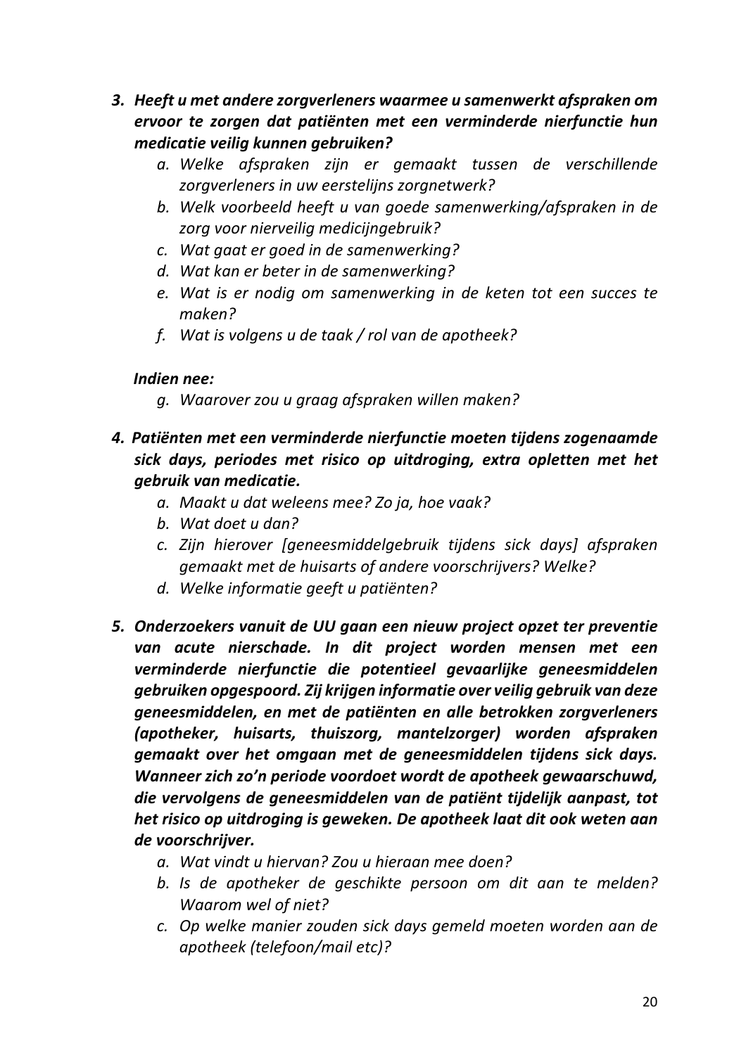3. ***Heeft u met andere zorgverleners waarmee u samenwerkt afspraken om ervoor te zorgen dat patiënten met een verminderde nierfunctie hun medicatie veilig kunnen gebruiken?***
   a. *Welke afspraken zijn er gemaakt tussen de verschillende zorgverleners in uw eerstelijns zorgnetwerk?*
   b. *Welk voorbeeld heeft u van goede samenwerking/afspraken in de zorg voor nierveilig medicijngebruik?*
   c. *Wat gaat er goed in de samenwerking?*
   d. *Wat kan er beter in de samenwerking?*
   e. *Wat is er nodig om samenwerking in de keten tot een succes te maken?*
   f. *Wat is volgens u de taak / rol van de apotheek?*

   ***Indien nee:***

   g. *Waarover zou u graag afspraken willen maken?*

4. ***Patiënten met een verminderde nierfunctie moeten tijdens zogenaamde sick days, periodes met risico op uitdroging, extra opletten met het gebruik van medicatie.***
   a. *Maakt u dat weleens mee? Zo ja, hoe vaak?*
   b. *Wat doet u dan?*
   c. *Zijn hierover [geneesmiddelgebruik tijdens sick days] afspraken gemaakt met de huisarts of andere voorschrijvers? Welke?*
   d. *Welke informatie geeft u patiënten?*

5. ***Onderzoekers vanuit de UU gaan een nieuw project opzet ter preventie van acute nierschade. In dit project worden mensen met een verminderde nierfunctie die potentieel gevaarlijke geneesmiddelen gebruiken opgespoord. Zij krijgen informatie over veilig gebruik van deze geneesmiddelen, en met de patiënten en alle betrokken zorgverleners (apotheker, huisarts, thuiszorg, mantelzorger) worden afspraken gemaakt over het omgaan met de geneesmiddelen tijdens sick days. Wanneer zich zo'n periode voordoet wordt de apotheek gewaarschuwd, die vervolgens de geneesmiddelen van de patiënt tijdelijk aanpast, tot het risico op uitdroging is geweken. De apotheek laat dit ook weten aan de voorschrijver.***
   a. *Wat vindt u hiervan? Zou u hieraan mee doen?*
   b. *Is de apotheker de geschikte persoon om dit aan te melden? Waarom wel of niet?*
   c. *Op welke manier zouden sick days gemeld moeten worden aan de apotheek (telefoon/mail etc)?*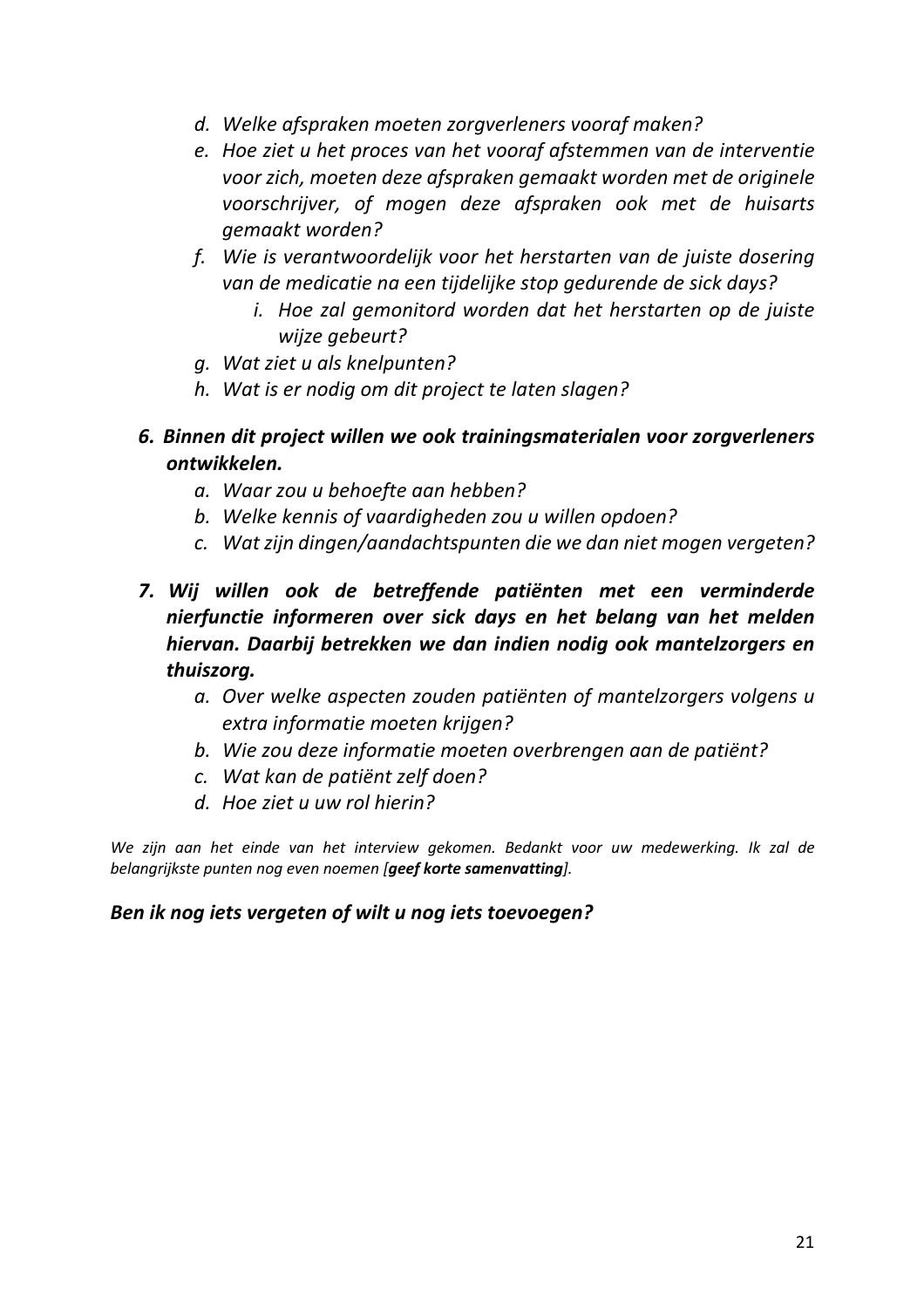*d. Welke afspraken moeten zorgverleners vooraf maken?*

*e. Hoe ziet u het proces van het vooraf afstemmen van de interventie voor zich, moeten deze afspraken gemaakt worden met de originele voorschrijver, of mogen deze afspraken ook met de huisarts gemaakt worden?*

*f. Wie is verantwoordelijk voor het herstarten van de juiste dosering van de medicatie na een tijdelijke stop gedurende de sick days?*

*i. Hoe zal gemonitord worden dat het herstarten op de juiste wijze gebeurt?*

*g. Wat ziet u als knelpunten?*

*h. Wat is er nodig om dit project te laten slagen?*

***6. Binnen dit project willen we ook trainingsmaterialen voor zorgverleners ontwikkelen.***

*a. Waar zou u behoefte aan hebben?*

*b. Welke kennis of vaardigheden zou u willen opdoen?*

*c. Wat zijn dingen/aandachtspunten die we dan niet mogen vergeten?*

***7. Wij willen ook de betreffende patiënten met een verminderde nierfunctie informeren over sick days en het belang van het melden hiervan. Daarbij betrekken we dan indien nodig ook mantelzorgers en thuiszorg.***

*a. Over welke aspecten zouden patiënten of mantelzorgers volgens u extra informatie moeten krijgen?*

*b. Wie zou deze informatie moeten overbrengen aan de patiënt?*

*c. Wat kan de patiënt zelf doen?*

*d. Hoe ziet u uw rol hierin?*

*We zijn aan het einde van het interview gekomen. Bedankt voor uw medewerking. Ik zal de belangrijkste punten nog even noemen [**geef korte samenvatting**].*

***Ben ik nog iets vergeten of wilt u nog iets toevoegen?***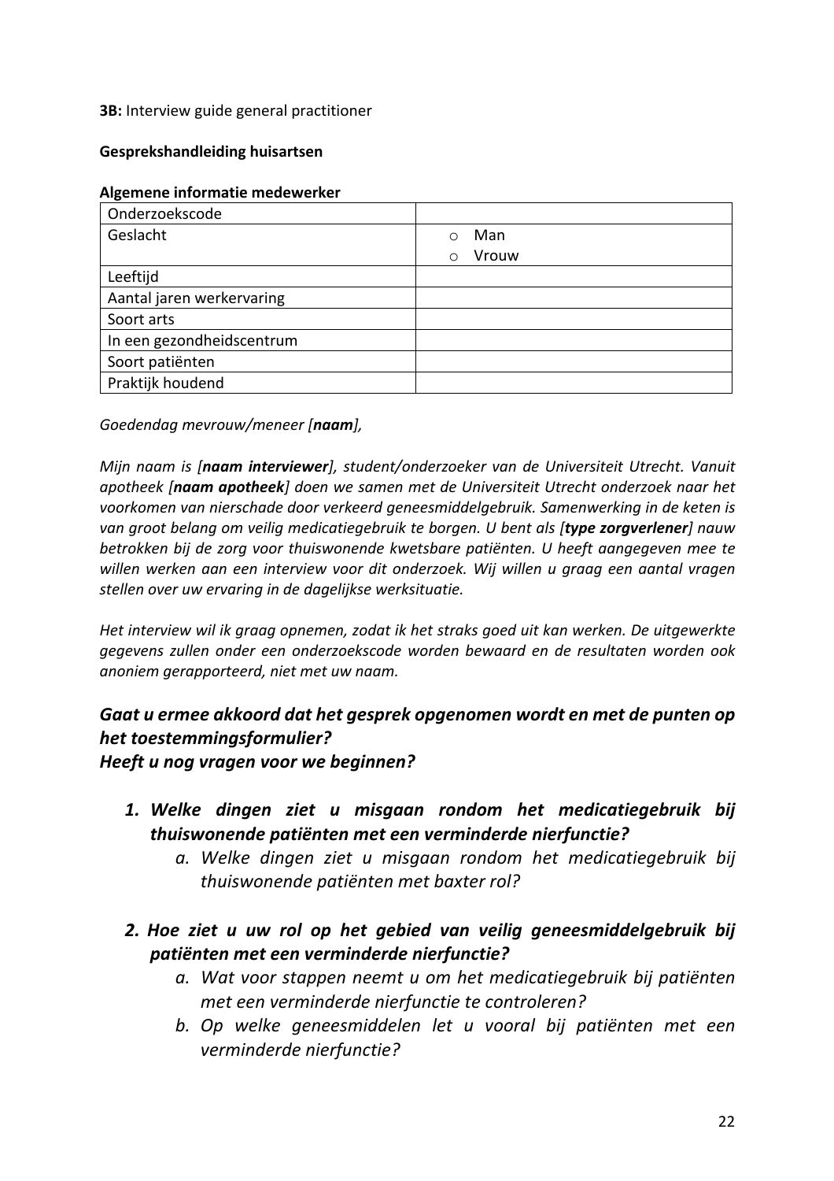**3B:** Interview guide general practitioner

**Gesprekshandleiding huisartsen**

**Algemene informatie medewerker**

| Onderzoekscode | |
|---|---|
| Geslacht | ○ Man<br>○ Vrouw |
| Leeftijd | |
| Aantal jaren werkervaring | |
| Soort arts | |
| In een gezondheidscentrum | |
| Soort patiënten | |
| Praktijk houdend | |

*Goedendag mevrouw/meneer [**naam**],*

*Mijn naam is [**naam interviewer**], student/onderzoeker van de Universiteit Utrecht. Vanuit apotheek [**naam apotheek**] doen we samen met de Universiteit Utrecht onderzoek naar het voorkomen van nierschade door verkeerd geneesmiddelgebruik. Samenwerking in de keten is van groot belang om veilig medicatiegebruik te borgen. U bent als [**type zorgverlener**] nauw betrokken bij de zorg voor thuiswonende kwetsbare patiënten. U heeft aangegeven mee te willen werken aan een interview voor dit onderzoek. Wij willen u graag een aantal vragen stellen over uw ervaring in de dagelijkse werksituatie.*

*Het interview wil ik graag opnemen, zodat ik het straks goed uit kan werken. De uitgewerkte gegevens zullen onder een onderzoekscode worden bewaard en de resultaten worden ook anoniem gerapporteerd, niet met uw naam.*

***Gaat u ermee akkoord dat het gesprek opgenomen wordt en met de punten op het toestemmingsformulier?***
***Heeft u nog vragen voor we beginnen?***

1. ***Welke dingen ziet u misgaan rondom het medicatiegebruik bij thuiswonende patiënten met een verminderde nierfunctie?***
    a. *Welke dingen ziet u misgaan rondom het medicatiegebruik bij thuiswonende patiënten met baxter rol?*

2. ***Hoe ziet u uw rol op het gebied van veilig geneesmiddelgebruik bij patiënten met een verminderde nierfunctie?***
    a. *Wat voor stappen neemt u om het medicatiegebruik bij patiënten met een verminderde nierfunctie te controleren?*
    b. *Op welke geneesmiddelen let u vooral bij patiënten met een verminderde nierfunctie?*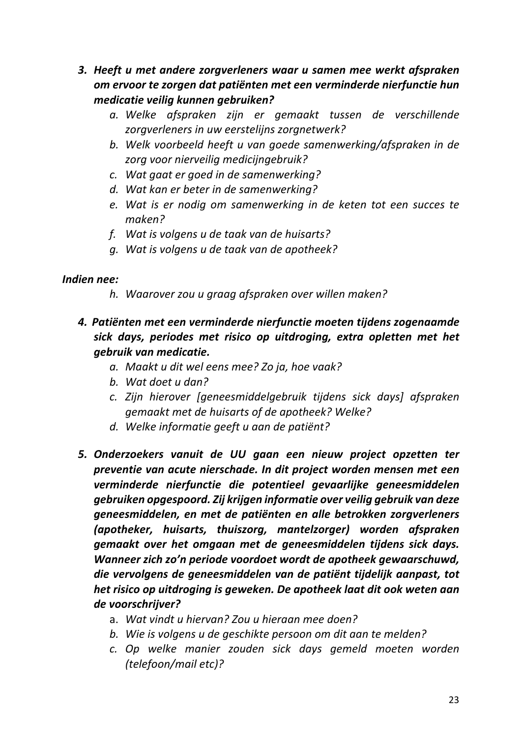3. ***Heeft u met andere zorgverleners waar u samen mee werkt afspraken om ervoor te zorgen dat patiënten met een verminderde nierfunctie hun medicatie veilig kunnen gebruiken?***
    a. *Welke afspraken zijn er gemaakt tussen de verschillende zorgverleners in uw eerstelijns zorgnetwerk?*
    b. *Welk voorbeeld heeft u van goede samenwerking/afspraken in de zorg voor nierveilig medicijngebruik?*
    c. *Wat gaat er goed in de samenwerking?*
    d. *Wat kan er beter in de samenwerking?*
    e. *Wat is er nodig om samenwerking in de keten tot een succes te maken?*
    f. *Wat is volgens u de taak van de huisarts?*
    g. *Wat is volgens u de taak van de apotheek?*

***Indien nee:***

   h. *Waarover zou u graag afspraken over willen maken?*

4. ***Patiënten met een verminderde nierfunctie moeten tijdens zogenaamde sick days, periodes met risico op uitdroging, extra opletten met het gebruik van medicatie.***
    a. *Maakt u dit wel eens mee? Zo ja, hoe vaak?*
    b. *Wat doet u dan?*
    c. *Zijn hierover [geneesmiddelgebruik tijdens sick days] afspraken gemaakt met de huisarts of de apotheek? Welke?*
    d. *Welke informatie geeft u aan de patiënt?*

5. ***Onderzoekers vanuit de UU gaan een nieuw project opzetten ter preventie van acute nierschade. In dit project worden mensen met een verminderde nierfunctie die potentieel gevaarlijke geneesmiddelen gebruiken opgespoord. Zij krijgen informatie over veilig gebruik van deze geneesmiddelen, en met de patiënten en alle betrokken zorgverleners (apotheker, huisarts, thuiszorg, mantelzorger) worden afspraken gemaakt over het omgaan met de geneesmiddelen tijdens sick days. Wanneer zich zo'n periode voordoet wordt de apotheek gewaarschuwd, die vervolgens de geneesmiddelen van de patiënt tijdelijk aanpast, tot het risico op uitdroging is geweken. De apotheek laat dit ook weten aan de voorschrijver?***
    a. *Wat vindt u hiervan? Zou u hieraan mee doen?*
    b. *Wie is volgens u de geschikte persoon om dit aan te melden?*
    c. *Op welke manier zouden sick days gemeld moeten worden (telefoon/mail etc)?*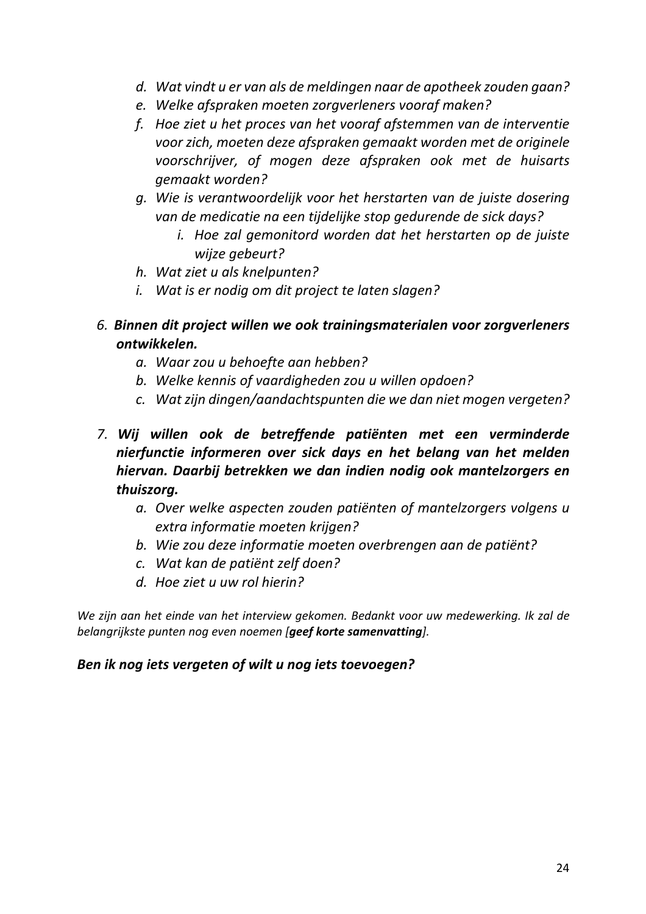*d. Wat vindt u er van als de meldingen naar de apotheek zouden gaan?*
*e. Welke afspraken moeten zorgverleners vooraf maken?*
*f. Hoe ziet u het proces van het vooraf afstemmen van de interventie voor zich, moeten deze afspraken gemaakt worden met de originele voorschrijver, of mogen deze afspraken ook met de huisarts gemaakt worden?*
*g. Wie is verantwoordelijk voor het herstarten van de juiste dosering van de medicatie na een tijdelijke stop gedurende de sick days?*
  *i. Hoe zal gemonitord worden dat het herstarten op de juiste wijze gebeurt?*
*h. Wat ziet u als knelpunten?*
*i. Wat is er nodig om dit project te laten slagen?*

6. ***Binnen dit project willen we ook trainingsmaterialen voor zorgverleners ontwikkelen.***
   *a. Waar zou u behoefte aan hebben?*
   *b. Welke kennis of vaardigheden zou u willen opdoen?*
   *c. Wat zijn dingen/aandachtspunten die we dan niet mogen vergeten?*

7. ***Wij willen ook de betreffende patiënten met een verminderde nierfunctie informeren over sick days en het belang van het melden hiervan. Daarbij betrekken we dan indien nodig ook mantelzorgers en thuiszorg.***
   *a. Over welke aspecten zouden patiënten of mantelzorgers volgens u extra informatie moeten krijgen?*
   *b. Wie zou deze informatie moeten overbrengen aan de patiënt?*
   *c. Wat kan de patiënt zelf doen?*
   *d. Hoe ziet u uw rol hierin?*

*We zijn aan het einde van het interview gekomen. Bedankt voor uw medewerking. Ik zal de belangrijkste punten nog even noemen [**geef korte samenvatting**].*

***Ben ik nog iets vergeten of wilt u nog iets toevoegen?***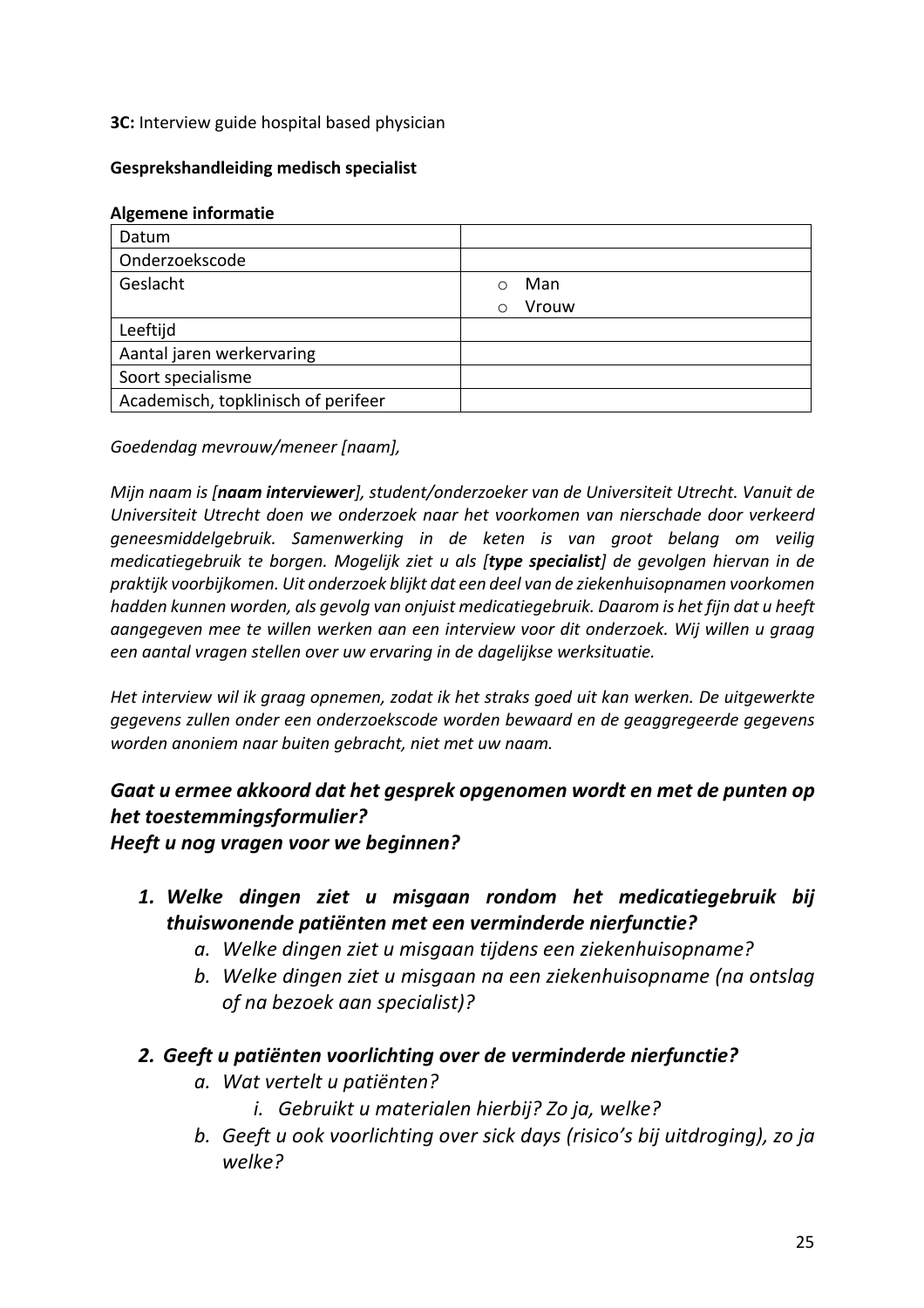**3C:** Interview guide hospital based physician

**Gesprekshandleiding medisch specialist**

**Algemene informatie**

| | |
|---|---|
| Datum | |
| Onderzoekscode | |
| Geslacht | ○ Man<br>○ Vrouw |
| Leeftijd | |
| Aantal jaren werkervaring | |
| Soort specialisme | |
| Academisch, topklinisch of perifeer | |

*Goedendag mevrouw/meneer [naam],*

*Mijn naam is [**naam interviewer**], student/onderzoeker van de Universiteit Utrecht. Vanuit de Universiteit Utrecht doen we onderzoek naar het voorkomen van nierschade door verkeerd geneesmiddelgebruik. Samenwerking in de keten is van groot belang om veilig medicatiegebruik te borgen. Mogelijk ziet u als [**type specialist**] de gevolgen hiervan in de praktijk voorbijkomen. Uit onderzoek blijkt dat een deel van de ziekenhuisopnamen voorkomen hadden kunnen worden, als gevolg van onjuist medicatiegebruik. Daarom is het fijn dat u heeft aangegeven mee te willen werken aan een interview voor dit onderzoek. Wij willen u graag een aantal vragen stellen over uw ervaring in de dagelijkse werksituatie.*

*Het interview wil ik graag opnemen, zodat ik het straks goed uit kan werken. De uitgewerkte gegevens zullen onder een onderzoekscode worden bewaard en de geaggregeerde gegevens worden anoniem naar buiten gebracht, niet met uw naam.*

***Gaat u ermee akkoord dat het gesprek opgenomen wordt en met de punten op het toestemmingsformulier?***
***Heeft u nog vragen voor we beginnen?***

1. ***Welke dingen ziet u misgaan rondom het medicatiegebruik bij thuiswonende patiënten met een verminderde nierfunctie?***
    a. *Welke dingen ziet u misgaan tijdens een ziekenhuisopname?*
    b. *Welke dingen ziet u misgaan na een ziekenhuisopname (na ontslag of na bezoek aan specialist)?*

2. ***Geeft u patiënten voorlichting over de verminderde nierfunctie?***
    a. *Wat vertelt u patiënten?*
        i. *Gebruikt u materialen hierbij? Zo ja, welke?*
    b. *Geeft u ook voorlichting over sick days (risico's bij uitdroging), zo ja welke?*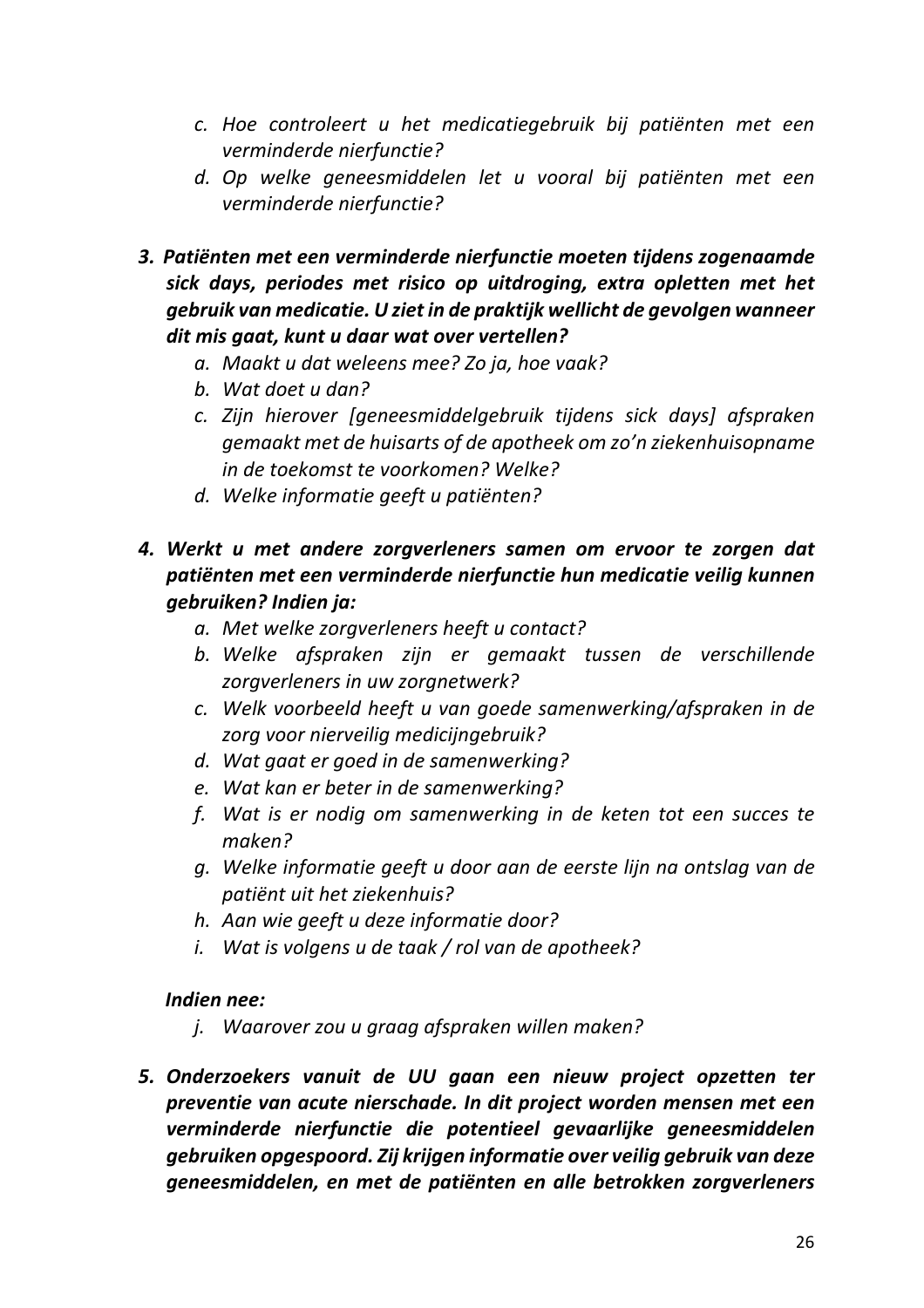c. *Hoe controleert u het medicatiegebruik bij patiënten met een verminderde nierfunctie?*
   d. *Op welke geneesmiddelen let u vooral bij patiënten met een verminderde nierfunctie?*

3. ***Patiënten met een verminderde nierfunctie moeten tijdens zogenaamde sick days, periodes met risico op uitdroging, extra opletten met het gebruik van medicatie. U ziet in de praktijk wellicht de gevolgen wanneer dit mis gaat, kunt u daar wat over vertellen?***
   a. *Maakt u dat weleens mee? Zo ja, hoe vaak?*
   b. *Wat doet u dan?*
   c. *Zijn hierover [geneesmiddelgebruik tijdens sick days] afspraken gemaakt met de huisarts of de apotheek om zo'n ziekenhuisopname in de toekomst te voorkomen? Welke?*
   d. *Welke informatie geeft u patiënten?*

4. ***Werkt u met andere zorgverleners samen om ervoor te zorgen dat patiënten met een verminderde nierfunctie hun medicatie veilig kunnen gebruiken? Indien ja:***
   a. *Met welke zorgverleners heeft u contact?*
   b. *Welke afspraken zijn er gemaakt tussen de verschillende zorgverleners in uw zorgnetwerk?*
   c. *Welk voorbeeld heeft u van goede samenwerking/afspraken in de zorg voor nierveilig medicijngebruik?*
   d. *Wat gaat er goed in de samenwerking?*
   e. *Wat kan er beter in de samenwerking?*
   f. *Wat is er nodig om samenwerking in de keten tot een succes te maken?*
   g. *Welke informatie geeft u door aan de eerste lijn na ontslag van de patiënt uit het ziekenhuis?*
   h. *Aan wie geeft u deze informatie door?*
   i. *Wat is volgens u de taak / rol van de apotheek?*

   ***Indien nee:***
   j. *Waarover zou u graag afspraken willen maken?*

5. ***Onderzoekers vanuit de UU gaan een nieuw project opzetten ter preventie van acute nierschade. In dit project worden mensen met een verminderde nierfunctie die potentieel gevaarlijke geneesmiddelen gebruiken opgespoord. Zij krijgen informatie over veilig gebruik van deze geneesmiddelen, en met de patiënten en alle betrokken zorgverleners***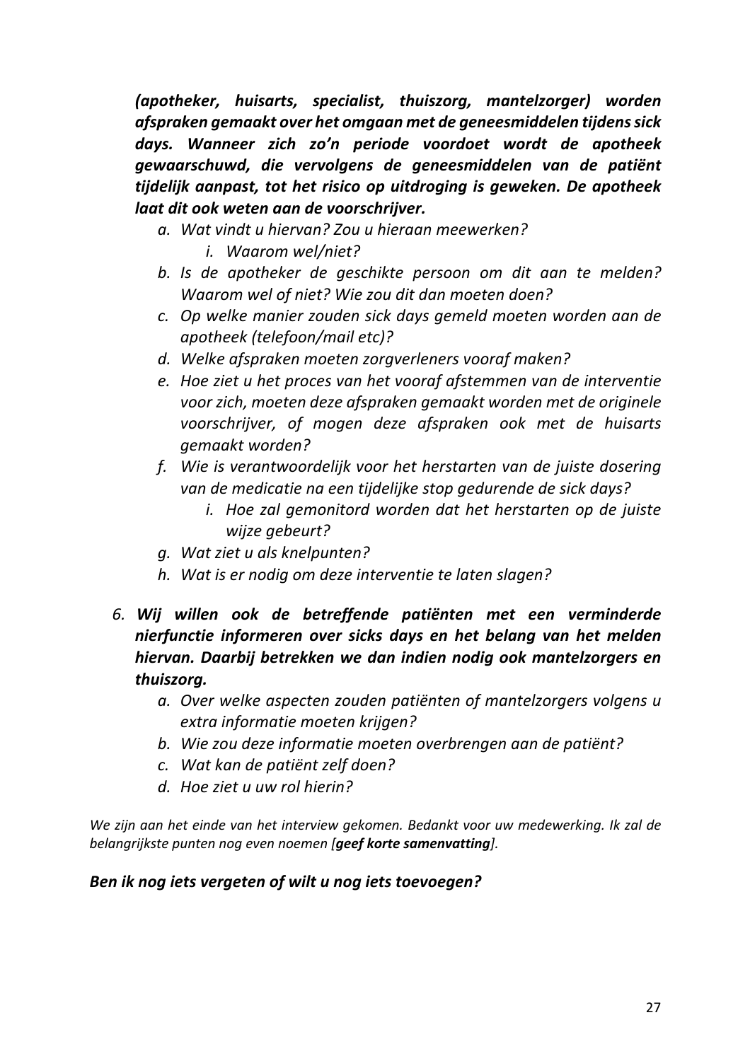***(apotheker, huisarts, specialist, thuiszorg, mantelzorger) worden afspraken gemaakt over het omgaan met de geneesmiddelen tijdens sick days. Wanneer zich zo'n periode voordoet wordt de apotheek gewaarschuwd, die vervolgens de geneesmiddelen van de patiënt tijdelijk aanpast, tot het risico op uitdroging is geweken. De apotheek laat dit ook weten aan de voorschrijver.***

   a. *Wat vindt u hiervan? Zou u hieraan meewerken?*
      i. *Waarom wel/niet?*
   b. *Is de apotheker de geschikte persoon om dit aan te melden? Waarom wel of niet? Wie zou dit dan moeten doen?*
   c. *Op welke manier zouden sick days gemeld moeten worden aan de apotheek (telefoon/mail etc)?*
   d. *Welke afspraken moeten zorgverleners vooraf maken?*
   e. *Hoe ziet u het proces van het vooraf afstemmen van de interventie voor zich, moeten deze afspraken gemaakt worden met de originele voorschrijver, of mogen deze afspraken ook met de huisarts gemaakt worden?*
   f. *Wie is verantwoordelijk voor het herstarten van de juiste dosering van de medicatie na een tijdelijke stop gedurende de sick days?*
      i. *Hoe zal gemonitord worden dat het herstarten op de juiste wijze gebeurt?*
   g. *Wat ziet u als knelpunten?*
   h. *Wat is er nodig om deze interventie te laten slagen?*

6. ***Wij willen ook de betreffende patiënten met een verminderde nierfunctie informeren over sicks days en het belang van het melden hiervan. Daarbij betrekken we dan indien nodig ook mantelzorgers en thuiszorg.***
   a. *Over welke aspecten zouden patiënten of mantelzorgers volgens u extra informatie moeten krijgen?*
   b. *Wie zou deze informatie moeten overbrengen aan de patiënt?*
   c. *Wat kan de patiënt zelf doen?*
   d. *Hoe ziet u uw rol hierin?*

*We zijn aan het einde van het interview gekomen. Bedankt voor uw medewerking. Ik zal de belangrijkste punten nog even noemen [**geef korte samenvatting**].*

***Ben ik nog iets vergeten of wilt u nog iets toevoegen?***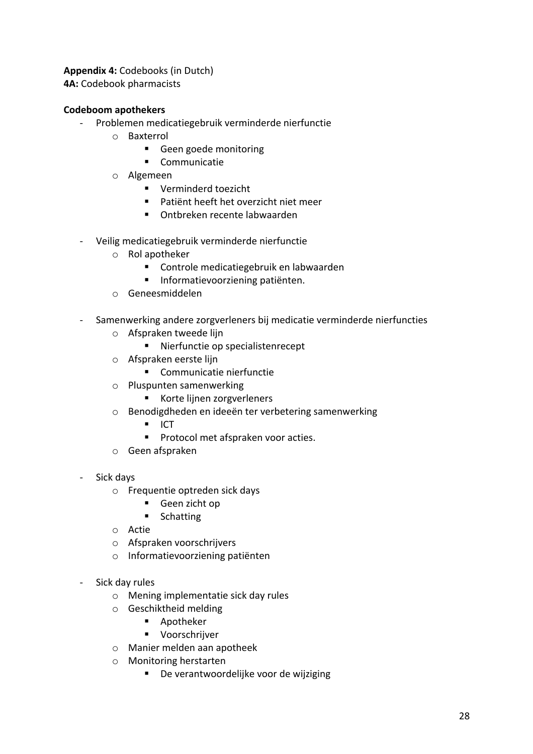**Appendix 4:** Codebooks (in Dutch)
**4A:** Codebook pharmacists

**Codeboom apothekers**

- Problemen medicatiegebruik verminderde nierfunctie
  - Baxterrol
    - Geen goede monitoring
    - Communicatie
  - Algemeen
    - Verminderd toezicht
    - Patiënt heeft het overzicht niet meer
    - Ontbreken recente labwaarden

- Veilig medicatiegebruik verminderde nierfunctie
  - Rol apotheker
    - Controle medicatiegebruik en labwaarden
    - Informatievoorziening patiënten.
  - Geneesmiddelen

- Samenwerking andere zorgverleners bij medicatie verminderde nierfuncties
  - Afspraken tweede lijn
    - Nierfunctie op specialistenrecept
  - Afspraken eerste lijn
    - Communicatie nierfunctie
  - Pluspunten samenwerking
    - Korte lijnen zorgverleners
  - Benodigdheden en ideeën ter verbetering samenwerking
    - ICT
    - Protocol met afspraken voor acties.
  - Geen afspraken

- Sick days
  - Frequentie optreden sick days
    - Geen zicht op
    - Schatting
  - Actie
  - Afspraken voorschrijvers
  - Informatievoorziening patiënten

- Sick day rules
  - Mening implementatie sick day rules
  - Geschiktheid melding
    - Apotheker
    - Voorschrijver
  - Manier melden aan apotheek
  - Monitoring herstarten
    - De verantwoordelijke voor de wijziging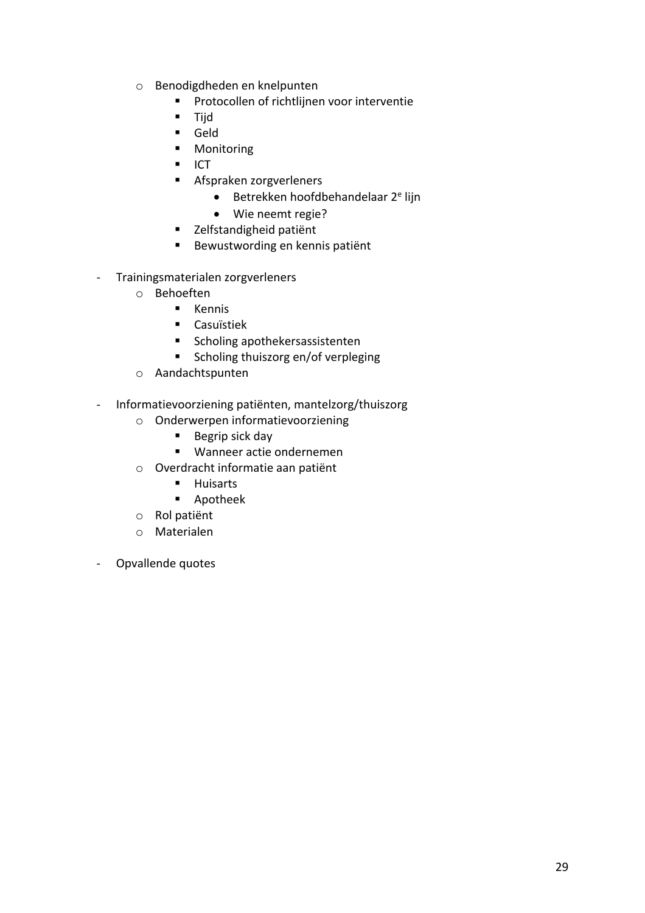- Benodigdheden en knelpunten
    - Protocollen of richtlijnen voor interventie
    - Tijd
    - Geld
    - Monitoring
    - ICT
    - Afspraken zorgverleners
        - Betrekken hoofdbehandelaar 2e lijn
        - Wie neemt regie?
    - Zelfstandigheid patiënt
    - Bewustwording en kennis patiënt

- Trainingsmaterialen zorgverleners
    - Behoeften
        - Kennis
        - Casuïstiek
        - Scholing apothekersassistenten
        - Scholing thuiszorg en/of verpleging
    - Aandachtspunten

- Informatievoorziening patiënten, mantelzorg/thuiszorg
    - Onderwerpen informatievoorziening
        - Begrip sick day
        - Wanneer actie ondernemen
    - Overdracht informatie aan patiënt
        - Huisarts
        - Apotheek
    - Rol patiënt
    - Materialen

- Opvallende quotes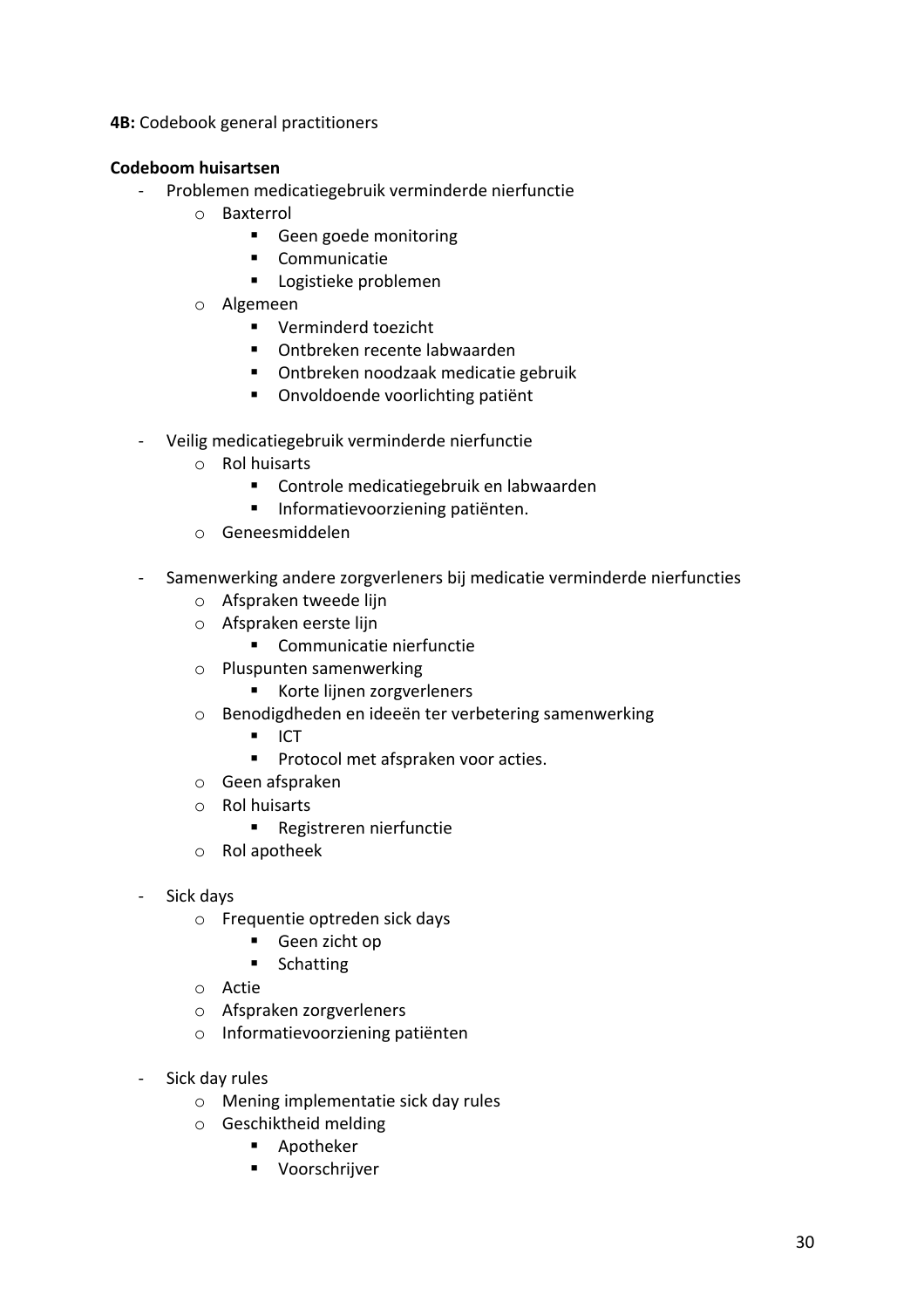**4B:** Codebook general practitioners

**Codeboom huisartsen**

- Problemen medicatiegebruik verminderde nierfunctie
  - Baxterrol
    - Geen goede monitoring
    - Communicatie
    - Logistieke problemen
  - Algemeen
    - Verminderd toezicht
    - Ontbreken recente labwaarden
    - Ontbreken noodzaak medicatie gebruik
    - Onvoldoende voorlichting patiënt

- Veilig medicatiegebruik verminderde nierfunctie
  - Rol huisarts
    - Controle medicatiegebruik en labwaarden
    - Informatievoorziening patiënten.
  - Geneesmiddelen

- Samenwerking andere zorgverleners bij medicatie verminderde nierfuncties
  - Afspraken tweede lijn
  - Afspraken eerste lijn
    - Communicatie nierfunctie
  - Pluspunten samenwerking
    - Korte lijnen zorgverleners
  - Benodigdheden en ideeën ter verbetering samenwerking
    - ICT
    - Protocol met afspraken voor acties.
  - Geen afspraken
  - Rol huisarts
    - Registreren nierfunctie
  - Rol apotheek

- Sick days
  - Frequentie optreden sick days
    - Geen zicht op
    - Schatting
  - Actie
  - Afspraken zorgverleners
  - Informatievoorziening patiënten

- Sick day rules
  - Mening implementatie sick day rules
  - Geschiktheid melding
    - Apotheker
    - Voorschrijver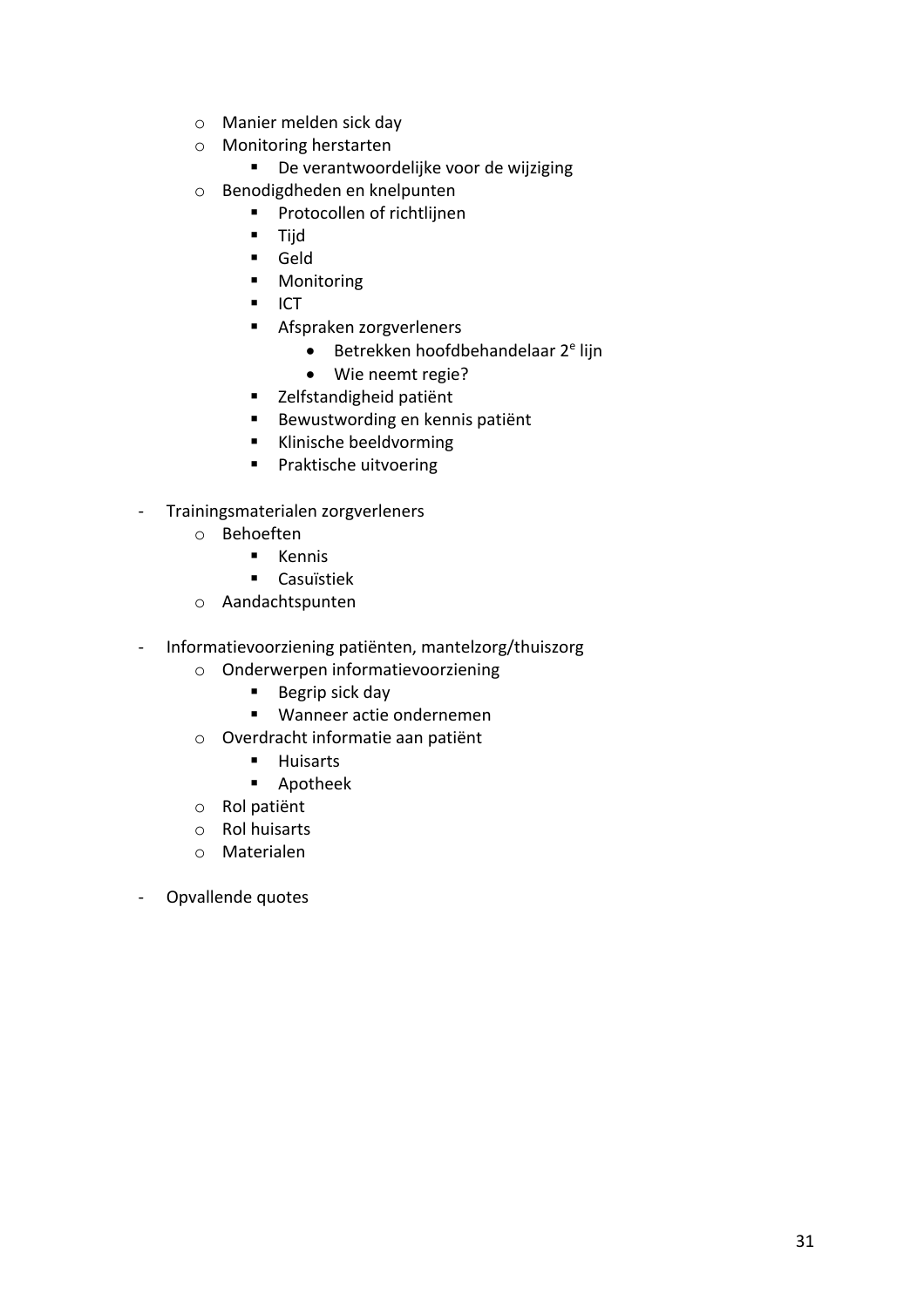- Manier melden sick day
    - Monitoring herstarten
        - De verantwoordelijke voor de wijziging
    - Benodigdheden en knelpunten
        - Protocollen of richtlijnen
        - Tijd
        - Geld
        - Monitoring
        - ICT
        - Afspraken zorgverleners
            - Betrekken hoofdbehandelaar 2e lijn
            - Wie neemt regie?
        - Zelfstandigheid patiënt
        - Bewustwording en kennis patiënt
        - Klinische beeldvorming
        - Praktische uitvoering

- Trainingsmaterialen zorgverleners
    - Behoeften
        - Kennis
        - Casuïstiek
    - Aandachtspunten

- Informatievoorziening patiënten, mantelzorg/thuiszorg
    - Onderwerpen informatievoorziening
        - Begrip sick day
        - Wanneer actie ondernemen
    - Overdracht informatie aan patiënt
        - Huisarts
        - Apotheek
    - Rol patiënt
    - Rol huisarts
    - Materialen

- Opvallende quotes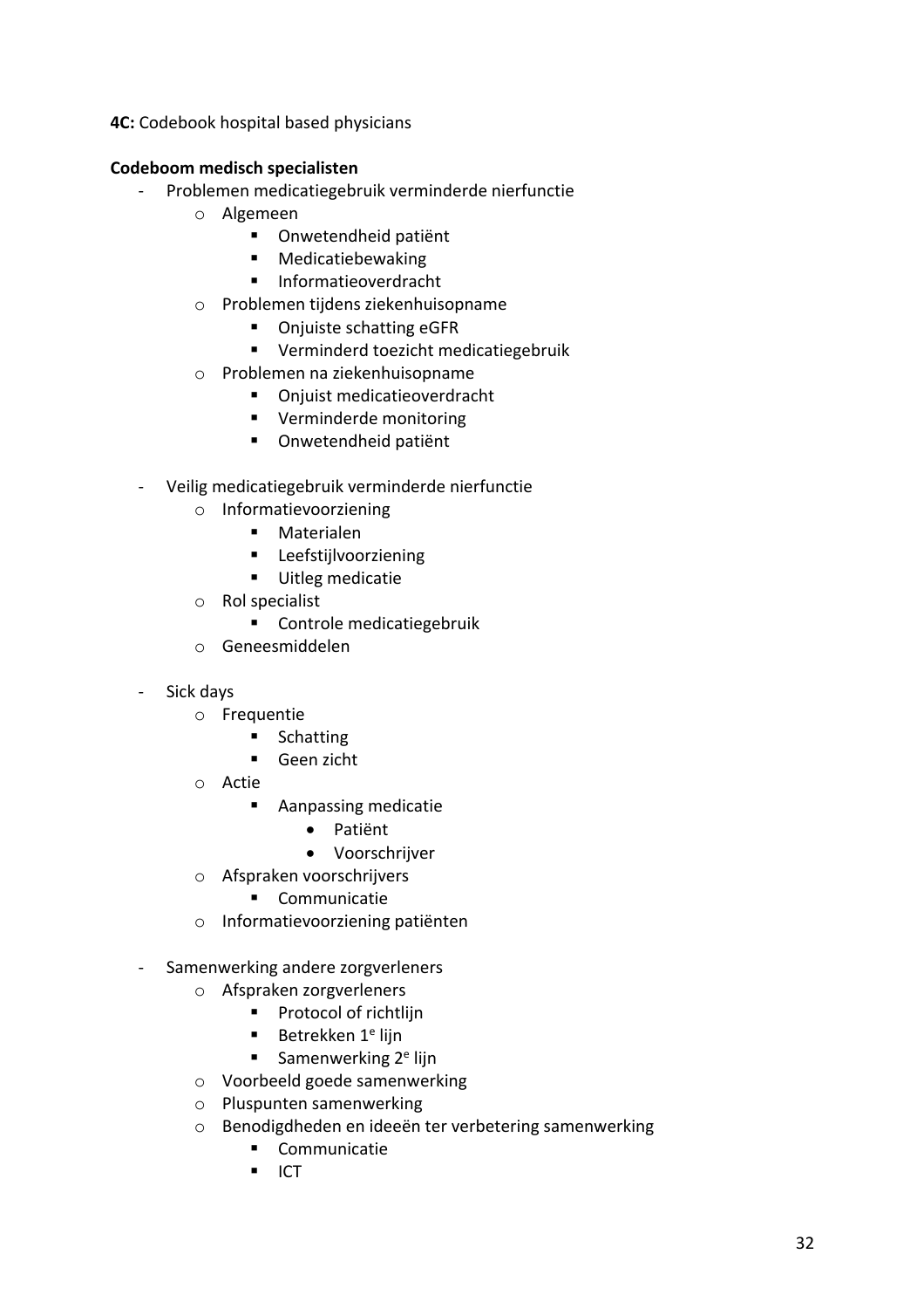**4C:** Codebook hospital based physicians

**Codeboom medisch specialisten**

- Problemen medicatiegebruik verminderde nierfunctie
  - Algemeen
    - Onwetendheid patiënt
    - Medicatiebewaking
    - Informatieoverdracht
  - Problemen tijdens ziekenhuisopname
    - Onjuiste schatting eGFR
    - Verminderd toezicht medicatiegebruik
  - Problemen na ziekenhuisopname
    - Onjuist medicatieoverdracht
    - Verminderde monitoring
    - Onwetendheid patiënt

- Veilig medicatiegebruik verminderde nierfunctie
  - Informatievoorziening
    - Materialen
    - Leefstijlvoorziening
    - Uitleg medicatie
  - Rol specialist
    - Controle medicatiegebruik
  - Geneesmiddelen

- Sick days
  - Frequentie
    - Schatting
    - Geen zicht
  - Actie
    - Aanpassing medicatie
      - Patiënt
      - Voorschrijver
  - Afspraken voorschrijvers
    - Communicatie
  - Informatievoorziening patiënten

- Samenwerking andere zorgverleners
  - Afspraken zorgverleners
    - Protocol of richtlijn
    - Betrekken 1e lijn
    - Samenwerking 2e lijn
  - Voorbeeld goede samenwerking
  - Pluspunten samenwerking
  - Benodigdheden en ideeën ter verbetering samenwerking
    - Communicatie
    - ICT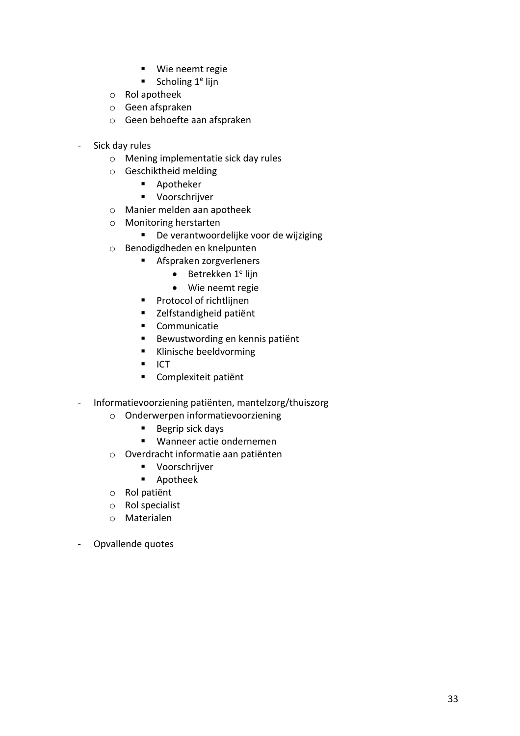- Wie neemt regie
            - Scholing 1e lijn
    - Rol apotheek
    - Geen afspraken
    - Geen behoefte aan afspraken

- Sick day rules
    - Mening implementatie sick day rules
    - Geschiktheid melding
        - Apotheker
        - Voorschrijver
    - Manier melden aan apotheek
    - Monitoring herstarten
        - De verantwoordelijke voor de wijziging
    - Benodigdheden en knelpunten
        - Afspraken zorgverleners
            - Betrekken 1e lijn
            - Wie neemt regie
        - Protocol of richtlijnen
        - Zelfstandigheid patiënt
        - Communicatie
        - Bewustwording en kennis patiënt
        - Klinische beeldvorming
        - ICT
        - Complexiteit patiënt

- Informatievoorziening patiënten, mantelzorg/thuiszorg
    - Onderwerpen informatievoorziening
        - Begrip sick days
        - Wanneer actie ondernemen
    - Overdracht informatie aan patiënten
        - Voorschrijver
        - Apotheek
    - Rol patiënt
    - Rol specialist
    - Materialen

- Opvallende quotes